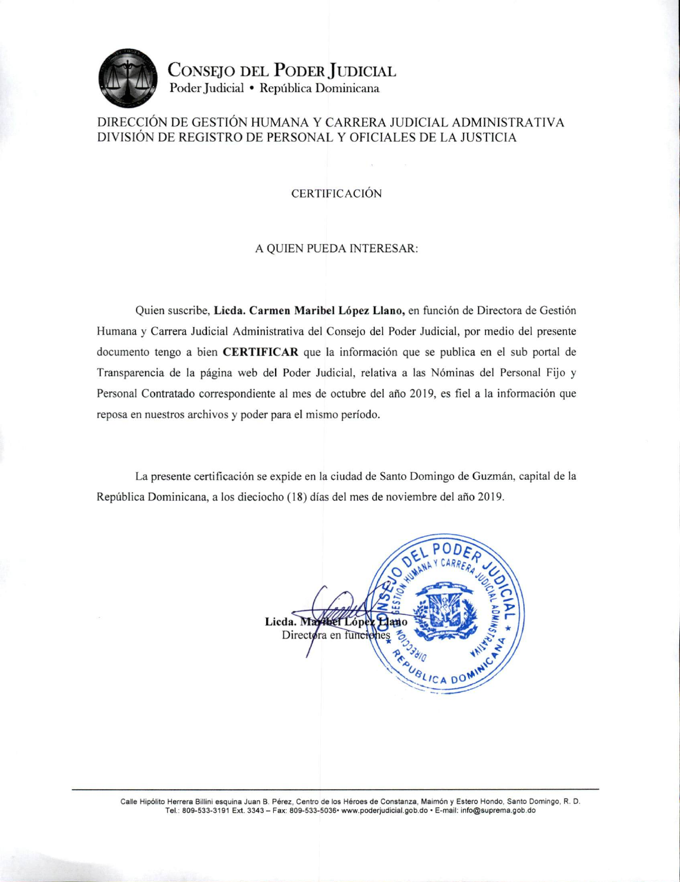**CONSEJO DEL PODER JUDICIAL**
Poder Judicial • República Dominicana

DIRECCIÓN DE GESTIÓN HUMANA Y CARRERA JUDICIAL ADMINISTRATIVA
DIVISIÓN DE REGISTRO DE PERSONAL Y OFICIALES DE LA JUSTICIA

# CERTIFICACIÓN

A QUIEN PUEDA INTERESAR:

Quien suscribe, **Licda. Carmen Maribel López Llano,** en función de Directora de Gestión Humana y Carrera Judicial Administrativa del Consejo del Poder Judicial, por medio del presente documento tengo a bien **CERTIFICAR** que la información que se publica en el sub portal de Transparencia de la página web del Poder Judicial, relativa a las Nóminas del Personal Fijo y Personal Contratado correspondiente al mes de octubre del año 2019, es fiel a la información que reposa en nuestros archivos y poder para el mismo período.

La presente certificación se expide en la ciudad de Santo Domingo de Guzmán, capital de la República Dominicana, a los dieciocho (18) días del mes de noviembre del año 2019.

**Licda. Maribel López Llano**
Directora en funciones

Calle Hipólito Herrera Billini esquina Juan B. Pérez, Centro de los Héroes de Constanza, Maimón y Estero Hondo, Santo Domingo, R. D.
Tel.: 809-533-3191 Ext. 3343 – Fax: 809-533-5036• www.poderjudicial.gob.do • E-mail: info@suprema.gob.do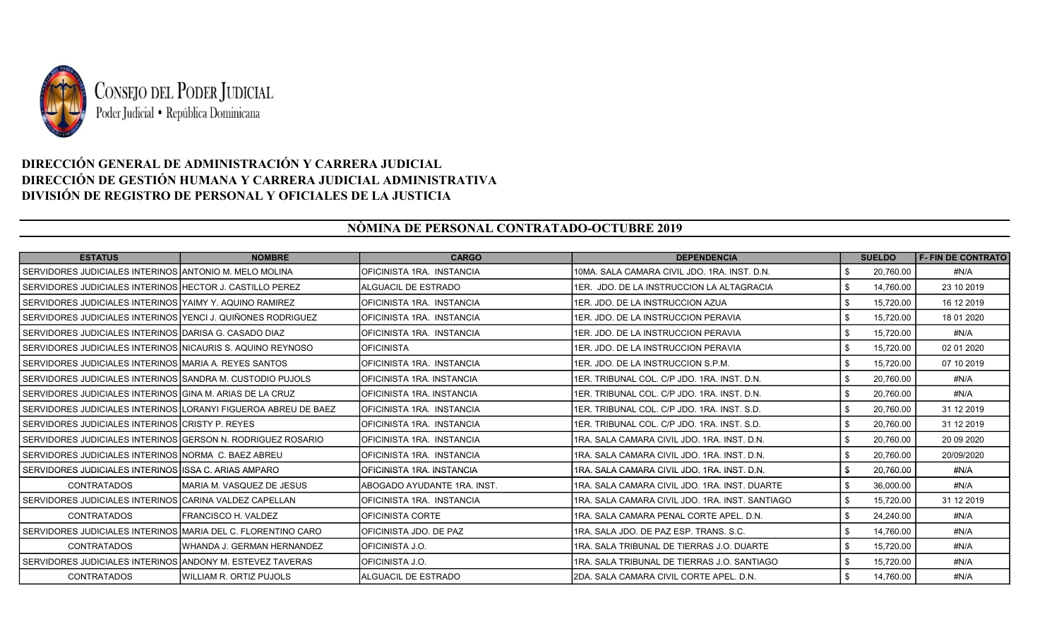CONSEJO DEL PODER JUDICIAL
Poder Judicial • República Dominicana

**DIRECCIÓN GENERAL DE ADMINISTRACIÓN Y CARRERA JUDICIAL**
**DIRECCIÓN DE GESTIÓN HUMANA Y CARRERA JUDICIAL ADMINISTRATIVA**
**DIVISIÓN DE REGISTRO DE PERSONAL Y OFICIALES DE LA JUSTICIA**

## NÒMINA DE PERSONAL CONTRATADO-OCTUBRE 2019

| ESTATUS | NOMBRE | CARGO | DEPENDENCIA | SUELDO | F- FIN DE CONTRATO |
|---|---|---|---|---|---|
| SERVIDORES JUDICIALES INTERINOS | ANTONIO M. MELO MOLINA | OFICINISTA 1RA. INSTANCIA | 10MA. SALA CAMARA CIVIL JDO. 1RA. INST. D.N. | $ 20,760.00 | #N/A |
| SERVIDORES JUDICIALES INTERINOS | HECTOR J. CASTILLO PEREZ | ALGUACIL DE ESTRADO | 1ER. JDO. DE LA INSTRUCCION LA ALTAGRACIA | $ 14,760.00 | 23 10 2019 |
| SERVIDORES JUDICIALES INTERINOS | YAIMY Y. AQUINO RAMIREZ | OFICINISTA 1RA. INSTANCIA | 1ER. JDO. DE LA INSTRUCCION AZUA | $ 15,720.00 | 16 12 2019 |
| SERVIDORES JUDICIALES INTERINOS | YENCI J. QUIÑONES RODRIGUEZ | OFICINISTA 1RA. INSTANCIA | 1ER. JDO. DE LA INSTRUCCION PERAVIA | $ 15,720.00 | 18 01 2020 |
| SERVIDORES JUDICIALES INTERINOS | DARISA G. CASADO DIAZ | OFICINISTA 1RA. INSTANCIA | 1ER. JDO. DE LA INSTRUCCION PERAVIA | $ 15,720.00 | #N/A |
| SERVIDORES JUDICIALES INTERINOS | NICAURIS S. AQUINO REYNOSO | OFICINISTA | 1ER. JDO. DE LA INSTRUCCION PERAVIA | $ 15,720.00 | 02 01 2020 |
| SERVIDORES JUDICIALES INTERINOS | MARIA A. REYES SANTOS | OFICINISTA 1RA. INSTANCIA | 1ER. JDO. DE LA INSTRUCCION S.P.M. | $ 15,720.00 | 07 10 2019 |
| SERVIDORES JUDICIALES INTERINOS | SANDRA M. CUSTODIO PUJOLS | OFICINISTA 1RA. INSTANCIA | 1ER. TRIBUNAL COL. C/P JDO. 1RA. INST. D.N. | $ 20,760.00 | #N/A |
| SERVIDORES JUDICIALES INTERINOS | GINA M. ARIAS DE LA CRUZ | OFICINISTA 1RA. INSTANCIA | 1ER. TRIBUNAL COL. C/P JDO. 1RA. INST. D.N. | $ 20,760.00 | #N/A |
| SERVIDORES JUDICIALES INTERINOS | LORANYI FIGUEROA ABREU DE BAEZ | OFICINISTA 1RA. INSTANCIA | 1ER. TRIBUNAL COL. C/P JDO. 1RA. INST. S.D. | $ 20,760.00 | 31 12 2019 |
| SERVIDORES JUDICIALES INTERINOS | CRISTY P. REYES | OFICINISTA 1RA. INSTANCIA | 1ER. TRIBUNAL COL. C/P JDO. 1RA. INST. S.D. | $ 20,760.00 | 31 12 2019 |
| SERVIDORES JUDICIALES INTERINOS | GERSON N. RODRIGUEZ ROSARIO | OFICINISTA 1RA. INSTANCIA | 1RA. SALA CAMARA CIVIL JDO. 1RA. INST. D.N. | $ 20,760.00 | 20 09 2020 |
| SERVIDORES JUDICIALES INTERINOS | NORMA C. BAEZ ABREU | OFICINISTA 1RA. INSTANCIA | 1RA. SALA CAMARA CIVIL JDO. 1RA. INST. D.N. | $ 20,760.00 | 20/09/2020 |
| SERVIDORES JUDICIALES INTERINOS | ISSA C. ARIAS AMPARO | OFICINISTA 1RA. INSTANCIA | 1RA. SALA CAMARA CIVIL JDO. 1RA. INST. D.N. | $ 20,760.00 | #N/A |
| CONTRATADOS | MARIA M. VASQUEZ DE JESUS | ABOGADO AYUDANTE 1RA. INST. | 1RA. SALA CAMARA CIVIL JDO. 1RA. INST. DUARTE | $ 36,000.00 | #N/A |
| SERVIDORES JUDICIALES INTERINOS | CARINA VALDEZ CAPELLAN | OFICINISTA 1RA. INSTANCIA | 1RA. SALA CAMARA CIVIL JDO. 1RA. INST. SANTIAGO | $ 15,720.00 | 31 12 2019 |
| CONTRATADOS | FRANCISCO H. VALDEZ | OFICINISTA CORTE | 1RA. SALA CAMARA PENAL CORTE APEL. D.N. | $ 24,240.00 | #N/A |
| SERVIDORES JUDICIALES INTERINOS | MARIA DEL C. FLORENTINO CARO | OFICINISTA JDO. DE PAZ | 1RA. SALA JDO. DE PAZ ESP. TRANS. S.C. | $ 14,760.00 | #N/A |
| CONTRATADOS | WHANDA J. GERMAN HERNANDEZ | OFICINISTA J.O. | 1RA. SALA TRIBUNAL DE TIERRAS J.O. DUARTE | $ 15,720.00 | #N/A |
| SERVIDORES JUDICIALES INTERINOS | ANDONY M. ESTEVEZ TAVERAS | OFICINISTA J.O. | 1RA. SALA TRIBUNAL DE TIERRAS J.O. SANTIAGO | $ 15,720.00 | #N/A |
| CONTRATADOS | WILLIAM R. ORTIZ PUJOLS | ALGUACIL DE ESTRADO | 2DA. SALA CAMARA CIVIL CORTE APEL. D.N. | $ 14,760.00 | #N/A |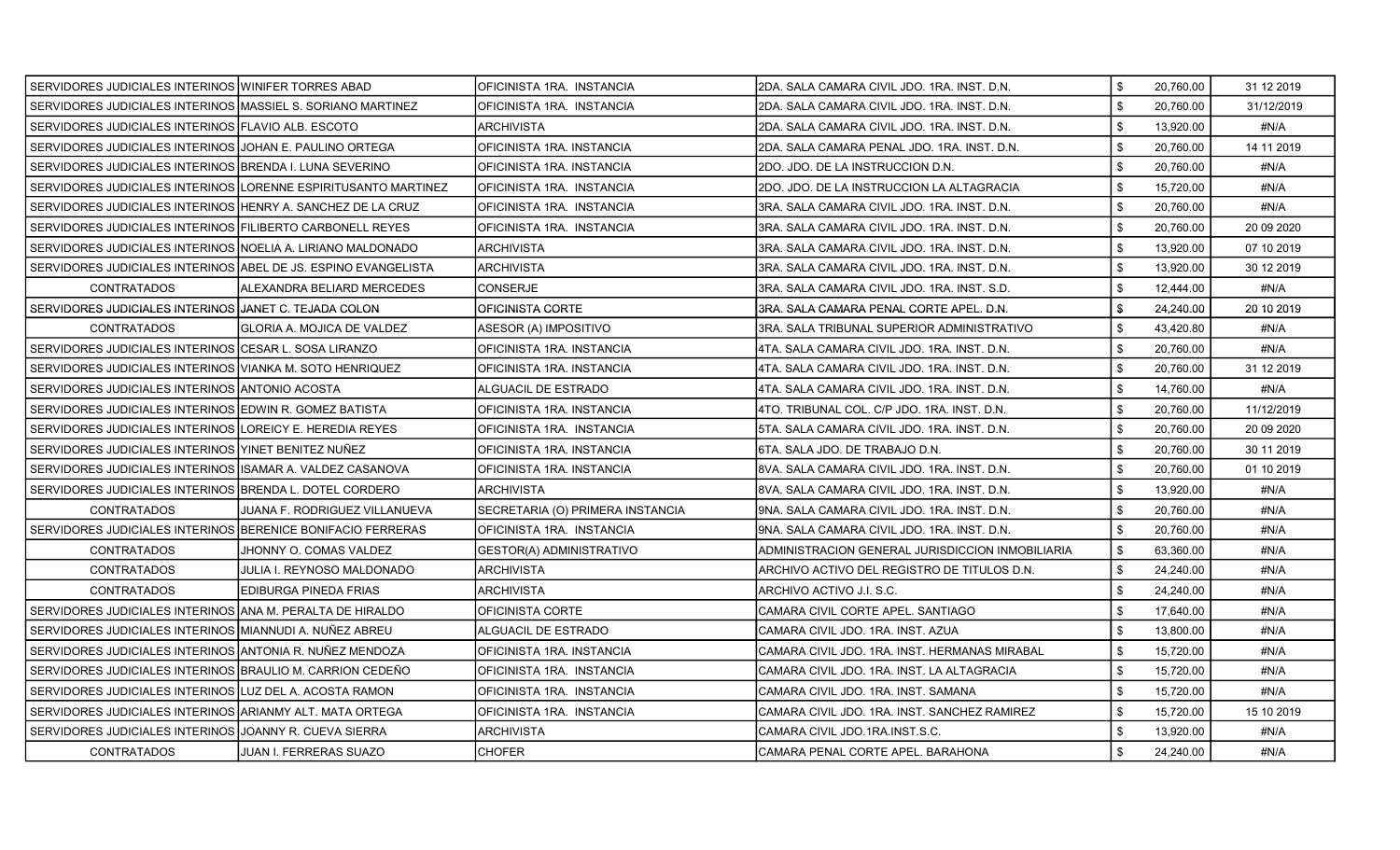| | | | | | | |
|---|---|---|---|---|---|---|
| SERVIDORES JUDICIALES INTERINOS | WINIFER TORRES ABAD | OFICINISTA 1RA. INSTANCIA | 2DA. SALA CAMARA CIVIL JDO. 1RA. INST. D.N. | $ | 20,760.00 | 31 12 2019 |
| SERVIDORES JUDICIALES INTERINOS | MASSIEL S. SORIANO MARTINEZ | OFICINISTA 1RA. INSTANCIA | 2DA. SALA CAMARA CIVIL JDO. 1RA. INST. D.N. | $ | 20,760.00 | 31/12/2019 |
| SERVIDORES JUDICIALES INTERINOS | FLAVIO ALB. ESCOTO | ARCHIVISTA | 2DA. SALA CAMARA CIVIL JDO. 1RA. INST. D.N. | $ | 13,920.00 | #N/A |
| SERVIDORES JUDICIALES INTERINOS | JOHAN E. PAULINO ORTEGA | OFICINISTA 1RA. INSTANCIA | 2DA. SALA CAMARA PENAL JDO. 1RA. INST. D.N. | $ | 20,760.00 | 14 11 2019 |
| SERVIDORES JUDICIALES INTERINOS | BRENDA I. LUNA SEVERINO | OFICINISTA 1RA. INSTANCIA | 2DO. JDO. DE LA INSTRUCCION D.N. | $ | 20,760.00 | #N/A |
| SERVIDORES JUDICIALES INTERINOS | LORENNE ESPIRITUSANTO MARTINEZ | OFICINISTA 1RA. INSTANCIA | 2DO. JDO. DE LA INSTRUCCION LA ALTAGRACIA | $ | 15,720.00 | #N/A |
| SERVIDORES JUDICIALES INTERINOS | HENRY A. SANCHEZ DE LA CRUZ | OFICINISTA 1RA. INSTANCIA | 3RA. SALA CAMARA CIVIL JDO. 1RA. INST. D.N. | $ | 20,760.00 | #N/A |
| SERVIDORES JUDICIALES INTERINOS | FILIBERTO CARBONELL REYES | OFICINISTA 1RA. INSTANCIA | 3RA. SALA CAMARA CIVIL JDO. 1RA. INST. D.N. | $ | 20,760.00 | 20 09 2020 |
| SERVIDORES JUDICIALES INTERINOS | NOELIA A. LIRIANO MALDONADO | ARCHIVISTA | 3RA. SALA CAMARA CIVIL JDO. 1RA. INST. D.N. | $ | 13,920.00 | 07 10 2019 |
| SERVIDORES JUDICIALES INTERINOS | ABEL DE JS. ESPINO EVANGELISTA | ARCHIVISTA | 3RA. SALA CAMARA CIVIL JDO. 1RA. INST. D.N. | $ | 13,920.00 | 30 12 2019 |
| CONTRATADOS | ALEXANDRA BELIARD MERCEDES | CONSERJE | 3RA. SALA CAMARA CIVIL JDO. 1RA. INST. S.D. | $ | 12,444.00 | #N/A |
| SERVIDORES JUDICIALES INTERINOS | JANET C. TEJADA COLON | OFICINISTA CORTE | 3RA. SALA CAMARA PENAL CORTE APEL. D.N. | $ | 24,240.00 | 20 10 2019 |
| CONTRATADOS | GLORIA A. MOJICA DE VALDEZ | ASESOR (A) IMPOSITIVO | 3RA. SALA TRIBUNAL SUPERIOR ADMINISTRATIVO | $ | 43,420.80 | #N/A |
| SERVIDORES JUDICIALES INTERINOS | CESAR L. SOSA LIRANZO | OFICINISTA 1RA. INSTANCIA | 4TA. SALA CAMARA CIVIL JDO. 1RA. INST. D.N. | $ | 20,760.00 | #N/A |
| SERVIDORES JUDICIALES INTERINOS | VIANKA M. SOTO HENRIQUEZ | OFICINISTA 1RA. INSTANCIA | 4TA. SALA CAMARA CIVIL JDO. 1RA. INST. D.N. | $ | 20,760.00 | 31 12 2019 |
| SERVIDORES JUDICIALES INTERINOS | ANTONIO ACOSTA | ALGUACIL DE ESTRADO | 4TA. SALA CAMARA CIVIL JDO. 1RA. INST. D.N. | $ | 14,760.00 | #N/A |
| SERVIDORES JUDICIALES INTERINOS | EDWIN R. GOMEZ BATISTA | OFICINISTA 1RA. INSTANCIA | 4TO. TRIBUNAL COL. C/P JDO. 1RA. INST. D.N. | $ | 20,760.00 | 11/12/2019 |
| SERVIDORES JUDICIALES INTERINOS | LOREICY E. HEREDIA REYES | OFICINISTA 1RA. INSTANCIA | 5TA. SALA CAMARA CIVIL JDO. 1RA. INST. D.N. | $ | 20,760.00 | 20 09 2020 |
| SERVIDORES JUDICIALES INTERINOS | YINET BENITEZ NUÑEZ | OFICINISTA 1RA. INSTANCIA | 6TA. SALA JDO. DE TRABAJO D.N. | $ | 20,760.00 | 30 11 2019 |
| SERVIDORES JUDICIALES INTERINOS | ISAMAR A. VALDEZ CASANOVA | OFICINISTA 1RA. INSTANCIA | 8VA. SALA CAMARA CIVIL JDO. 1RA. INST. D.N. | $ | 20,760.00 | 01 10 2019 |
| SERVIDORES JUDICIALES INTERINOS | BRENDA L. DOTEL CORDERO | ARCHIVISTA | 8VA. SALA CAMARA CIVIL JDO. 1RA. INST. D.N. | $ | 13,920.00 | #N/A |
| CONTRATADOS | JUANA F. RODRIGUEZ VILLANUEVA | SECRETARIA (O) PRIMERA INSTANCIA | 9NA. SALA CAMARA CIVIL JDO. 1RA. INST. D.N. | $ | 20,760.00 | #N/A |
| SERVIDORES JUDICIALES INTERINOS | BERENICE BONIFACIO FERRERAS | OFICINISTA 1RA. INSTANCIA | 9NA. SALA CAMARA CIVIL JDO. 1RA. INST. D.N. | $ | 20,760.00 | #N/A |
| CONTRATADOS | JHONNY O. COMAS VALDEZ | GESTOR(A) ADMINISTRATIVO | ADMINISTRACION GENERAL JURISDICCION INMOBILIARIA | $ | 63,360.00 | #N/A |
| CONTRATADOS | JULIA I. REYNOSO MALDONADO | ARCHIVISTA | ARCHIVO ACTIVO DEL REGISTRO DE TITULOS D.N. | $ | 24,240.00 | #N/A |
| CONTRATADOS | EDIBURGA PINEDA FRIAS | ARCHIVISTA | ARCHIVO ACTIVO J.I. S.C. | $ | 24,240.00 | #N/A |
| SERVIDORES JUDICIALES INTERINOS | ANA M. PERALTA DE HIRALDO | OFICINISTA CORTE | CAMARA CIVIL CORTE APEL. SANTIAGO | $ | 17,640.00 | #N/A |
| SERVIDORES JUDICIALES INTERINOS | MIANNUDI A. NUÑEZ ABREU | ALGUACIL DE ESTRADO | CAMARA CIVIL JDO. 1RA. INST. AZUA | $ | 13,800.00 | #N/A |
| SERVIDORES JUDICIALES INTERINOS | ANTONIA R. NUÑEZ MENDOZA | OFICINISTA 1RA. INSTANCIA | CAMARA CIVIL JDO. 1RA. INST. HERMANAS MIRABAL | $ | 15,720.00 | #N/A |
| SERVIDORES JUDICIALES INTERINOS | BRAULIO M. CARRION CEDEÑO | OFICINISTA 1RA. INSTANCIA | CAMARA CIVIL JDO. 1RA. INST. LA ALTAGRACIA | $ | 15,720.00 | #N/A |
| SERVIDORES JUDICIALES INTERINOS | LUZ DEL A. ACOSTA RAMON | OFICINISTA 1RA. INSTANCIA | CAMARA CIVIL JDO. 1RA. INST. SAMANA | $ | 15,720.00 | #N/A |
| SERVIDORES JUDICIALES INTERINOS | ARIANMY ALT. MATA ORTEGA | OFICINISTA 1RA. INSTANCIA | CAMARA CIVIL JDO. 1RA. INST. SANCHEZ RAMIREZ | $ | 15,720.00 | 15 10 2019 |
| SERVIDORES JUDICIALES INTERINOS | JOANNY R. CUEVA SIERRA | ARCHIVISTA | CAMARA CIVIL JDO.1RA.INST.S.C. | $ | 13,920.00 | #N/A |
| CONTRATADOS | JUAN I. FERRERAS SUAZO | CHOFER | CAMARA PENAL CORTE APEL. BARAHONA | $ | 24,240.00 | #N/A |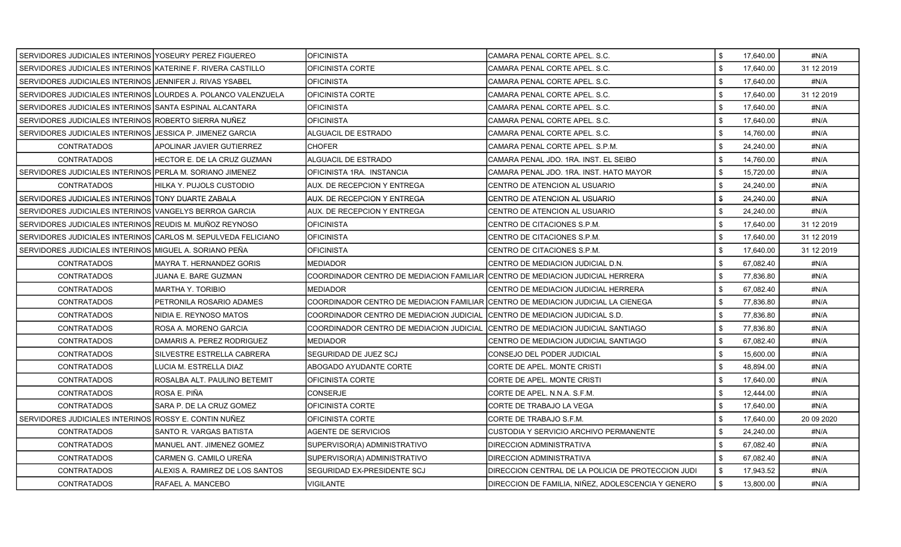| | | | | | | |
|---|---|---|---|---|---|---|
| SERVIDORES JUDICIALES INTERINOS | YOSEURY PEREZ FIGUEREO | OFICINISTA | CAMARA PENAL CORTE APEL. S.C. | $ | 17,640.00 | #N/A |
| SERVIDORES JUDICIALES INTERINOS | KATERINE F. RIVERA CASTILLO | OFICINISTA CORTE | CAMARA PENAL CORTE APEL. S.C. | $ | 17,640.00 | 31 12 2019 |
| SERVIDORES JUDICIALES INTERINOS | JENNIFER J. RIVAS YSABEL | OFICINISTA | CAMARA PENAL CORTE APEL. S.C. | $ | 17,640.00 | #N/A |
| SERVIDORES JUDICIALES INTERINOS | LOURDES A. POLANCO VALENZUELA | OFICINISTA CORTE | CAMARA PENAL CORTE APEL. S.C. | $ | 17,640.00 | 31 12 2019 |
| SERVIDORES JUDICIALES INTERINOS | SANTA ESPINAL ALCANTARA | OFICINISTA | CAMARA PENAL CORTE APEL. S.C. | $ | 17,640.00 | #N/A |
| SERVIDORES JUDICIALES INTERINOS | ROBERTO SIERRA NUÑEZ | OFICINISTA | CAMARA PENAL CORTE APEL. S.C. | $ | 17,640.00 | #N/A |
| SERVIDORES JUDICIALES INTERINOS | JESSICA P. JIMENEZ GARCIA | ALGUACIL DE ESTRADO | CAMARA PENAL CORTE APEL. S.C. | $ | 14,760.00 | #N/A |
| CONTRATADOS | APOLINAR JAVIER GUTIERREZ | CHOFER | CAMARA PENAL CORTE APEL. S.P.M. | $ | 24,240.00 | #N/A |
| CONTRATADOS | HECTOR E. DE LA CRUZ GUZMAN | ALGUACIL DE ESTRADO | CAMARA PENAL JDO. 1RA. INST. EL SEIBO | $ | 14,760.00 | #N/A |
| SERVIDORES JUDICIALES INTERINOS | PERLA M. SORIANO JIMENEZ | OFICINISTA 1RA. INSTANCIA | CAMARA PENAL JDO. 1RA. INST. HATO MAYOR | $ | 15,720.00 | #N/A |
| CONTRATADOS | HILKA Y. PUJOLS CUSTODIO | AUX. DE RECEPCION Y ENTREGA | CENTRO DE ATENCION AL USUARIO | $ | 24,240.00 | #N/A |
| SERVIDORES JUDICIALES INTERINOS | TONY DUARTE ZABALA | AUX. DE RECEPCION Y ENTREGA | CENTRO DE ATENCION AL USUARIO | $ | 24,240.00 | #N/A |
| SERVIDORES JUDICIALES INTERINOS | VANGELYS BERROA GARCIA | AUX. DE RECEPCION Y ENTREGA | CENTRO DE ATENCION AL USUARIO | $ | 24,240.00 | #N/A |
| SERVIDORES JUDICIALES INTERINOS | REUDIS M. MUÑOZ REYNOSO | OFICINISTA | CENTRO DE CITACIONES S.P.M. | $ | 17,640.00 | 31 12 2019 |
| SERVIDORES JUDICIALES INTERINOS | CARLOS M. SEPULVEDA FELICIANO | OFICINISTA | CENTRO DE CITACIONES S.P.M. | $ | 17,640.00 | 31 12 2019 |
| SERVIDORES JUDICIALES INTERINOS | MIGUEL A. SORIANO PEÑA | OFICINISTA | CENTRO DE CITACIONES S.P.M. | $ | 17,640.00 | 31 12 2019 |
| CONTRATADOS | MAYRA T. HERNANDEZ GORIS | MEDIADOR | CENTRO DE MEDIACION JUDICIAL D.N. | $ | 67,082.40 | #N/A |
| CONTRATADOS | JUANA E. BARE GUZMAN | COORDINADOR CENTRO DE MEDIACION FAMILIAR | CENTRO DE MEDIACION JUDICIAL HERRERA | $ | 77,836.80 | #N/A |
| CONTRATADOS | MARTHA Y. TORIBIO | MEDIADOR | CENTRO DE MEDIACION JUDICIAL HERRERA | $ | 67,082.40 | #N/A |
| CONTRATADOS | PETRONILA ROSARIO ADAMES | COORDINADOR CENTRO DE MEDIACION FAMILIAR | CENTRO DE MEDIACION JUDICIAL LA CIENEGA | $ | 77,836.80 | #N/A |
| CONTRATADOS | NIDIA E. REYNOSO MATOS | COORDINADOR CENTRO DE MEDIACION JUDICIAL | CENTRO DE MEDIACION JUDICIAL S.D. | $ | 77,836.80 | #N/A |
| CONTRATADOS | ROSA A. MORENO GARCIA | COORDINADOR CENTRO DE MEDIACION JUDICIAL | CENTRO DE MEDIACION JUDICIAL SANTIAGO | $ | 77,836.80 | #N/A |
| CONTRATADOS | DAMARIS A. PEREZ RODRIGUEZ | MEDIADOR | CENTRO DE MEDIACION JUDICIAL SANTIAGO | $ | 67,082.40 | #N/A |
| CONTRATADOS | SILVESTRE ESTRELLA CABRERA | SEGURIDAD DE JUEZ SCJ | CONSEJO DEL PODER JUDICIAL | $ | 15,600.00 | #N/A |
| CONTRATADOS | LUCIA M. ESTRELLA DIAZ | ABOGADO AYUDANTE CORTE | CORTE DE APEL. MONTE CRISTI | $ | 48,894.00 | #N/A |
| CONTRATADOS | ROSALBA ALT. PAULINO BETEMIT | OFICINISTA CORTE | CORTE DE APEL. MONTE CRISTI | $ | 17,640.00 | #N/A |
| CONTRATADOS | ROSA E. PIÑA | CONSERJE | CORTE DE APEL. N.N.A. S.F.M. | $ | 12,444.00 | #N/A |
| CONTRATADOS | SARA P. DE LA CRUZ GOMEZ | OFICINISTA CORTE | CORTE DE TRABAJO LA VEGA | $ | 17,640.00 | #N/A |
| SERVIDORES JUDICIALES INTERINOS | ROSSY E. CONTIN NUÑEZ | OFICINISTA CORTE | CORTE DE TRABAJO S.F.M. | $ | 17,640.00 | 20 09 2020 |
| CONTRATADOS | SANTO R. VARGAS BATISTA | AGENTE DE SERVICIOS | CUSTODIA Y SERVICIO ARCHIVO PERMANENTE | $ | 24,240.00 | #N/A |
| CONTRATADOS | MANUEL ANT. JIMENEZ GOMEZ | SUPERVISOR(A) ADMINISTRATIVO | DIRECCION ADMINISTRATIVA | $ | 67,082.40 | #N/A |
| CONTRATADOS | CARMEN G. CAMILO UREÑA | SUPERVISOR(A) ADMINISTRATIVO | DIRECCION ADMINISTRATIVA | $ | 67,082.40 | #N/A |
| CONTRATADOS | ALEXIS A. RAMIREZ DE LOS SANTOS | SEGURIDAD EX-PRESIDENTE SCJ | DIRECCION CENTRAL DE LA POLICIA DE PROTECCION JUDI | $ | 17,943.52 | #N/A |
| CONTRATADOS | RAFAEL A. MANCEBO | VIGILANTE | DIRECCION DE FAMILIA, NIÑEZ, ADOLESCENCIA Y GENERO | $ | 13,800.00 | #N/A |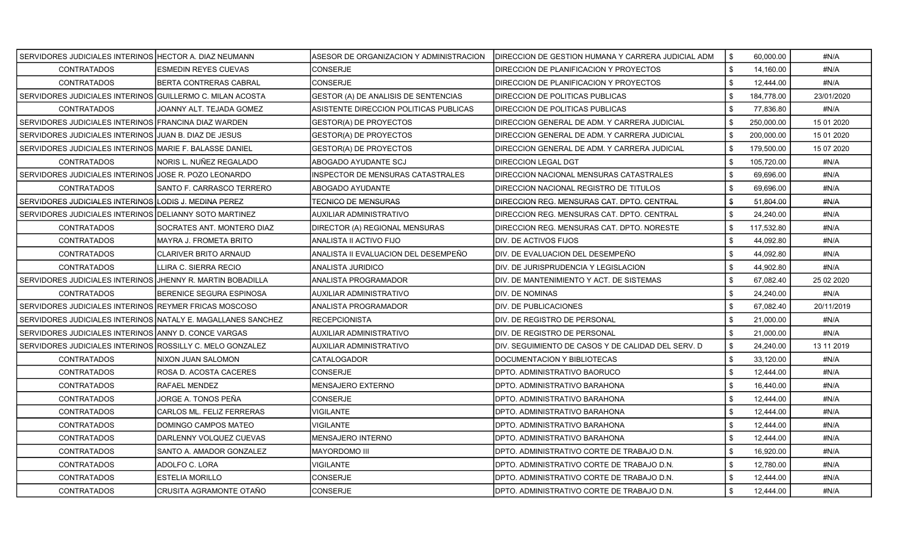| | | | | | | |
|---|---|---|---|---|---|---|
| SERVIDORES JUDICIALES INTERINOS | HECTOR A. DIAZ NEUMANN | ASESOR DE ORGANIZACION Y ADMINISTRACION | DIRECCION DE GESTION HUMANA Y CARRERA JUDICIAL ADM | $ | 60,000.00 | #N/A |
| CONTRATADOS | ESMEDIN REYES CUEVAS | CONSERJE | DIRECCION DE PLANIFICACION Y PROYECTOS | $ | 14,160.00 | #N/A |
| CONTRATADOS | BERTA CONTRERAS CABRAL | CONSERJE | DIRECCION DE PLANIFICACION Y PROYECTOS | $ | 12,444.00 | #N/A |
| SERVIDORES JUDICIALES INTERINOS | GUILLERMO C. MILAN ACOSTA | GESTOR (A) DE ANALISIS DE SENTENCIAS | DIRECCION DE POLITICAS PUBLICAS | $ | 184,778.00 | 23/01/2020 |
| CONTRATADOS | JOANNY ALT. TEJADA GOMEZ | ASISTENTE DIRECCION POLITICAS PUBLICAS | DIRECCION DE POLITICAS PUBLICAS | $ | 77,836.80 | #N/A |
| SERVIDORES JUDICIALES INTERINOS | FRANCINA DIAZ WARDEN | GESTOR(A) DE PROYECTOS | DIRECCION GENERAL DE ADM. Y CARRERA JUDICIAL | $ | 250,000.00 | 15 01 2020 |
| SERVIDORES JUDICIALES INTERINOS | JUAN B. DIAZ DE JESUS | GESTOR(A) DE PROYECTOS | DIRECCION GENERAL DE ADM. Y CARRERA JUDICIAL | $ | 200,000.00 | 15 01 2020 |
| SERVIDORES JUDICIALES INTERINOS | MARIE F. BALASSE DANIEL | GESTOR(A) DE PROYECTOS | DIRECCION GENERAL DE ADM. Y CARRERA JUDICIAL | $ | 179,500.00 | 15 07 2020 |
| CONTRATADOS | NORIS L. NUÑEZ REGALADO | ABOGADO AYUDANTE SCJ | DIRECCION LEGAL DGT | $ | 105,720.00 | #N/A |
| SERVIDORES JUDICIALES INTERINOS | JOSE R. POZO LEONARDO | INSPECTOR DE MENSURAS CATASTRALES | DIRECCION NACIONAL MENSURAS CATASTRALES | $ | 69,696.00 | #N/A |
| CONTRATADOS | SANTO F. CARRASCO TERRERO | ABOGADO AYUDANTE | DIRECCION NACIONAL REGISTRO DE TITULOS | $ | 69,696.00 | #N/A |
| SERVIDORES JUDICIALES INTERINOS | LODIS J. MEDINA PEREZ | TECNICO DE MENSURAS | DIRECCION REG. MENSURAS CAT. DPTO. CENTRAL | $ | 51,804.00 | #N/A |
| SERVIDORES JUDICIALES INTERINOS | DELIANNY SOTO MARTINEZ | AUXILIAR ADMINISTRATIVO | DIRECCION REG. MENSURAS CAT. DPTO. CENTRAL | $ | 24,240.00 | #N/A |
| CONTRATADOS | SOCRATES ANT. MONTERO DIAZ | DIRECTOR (A) REGIONAL MENSURAS | DIRECCION REG. MENSURAS CAT. DPTO. NORESTE | $ | 117,532.80 | #N/A |
| CONTRATADOS | MAYRA J. FROMETA BRITO | ANALISTA II ACTIVO FIJO | DIV. DE ACTIVOS FIJOS | $ | 44,092.80 | #N/A |
| CONTRATADOS | CLARIVER BRITO ARNAUD | ANALISTA II EVALUACION DEL DESEMPEÑO | DIV. DE EVALUACION DEL DESEMPEÑO | $ | 44,092.80 | #N/A |
| CONTRATADOS | LLIRA C. SIERRA RECIO | ANALISTA JURIDICO | DIV. DE JURISPRUDENCIA Y LEGISLACION | $ | 44,902.80 | #N/A |
| SERVIDORES JUDICIALES INTERINOS | JHENNY R. MARTIN BOBADILLA | ANALISTA PROGRAMADOR | DIV. DE MANTENIMIENTO Y ACT. DE SISTEMAS | $ | 67,082.40 | 25 02 2020 |
| CONTRATADOS | BERENICE SEGURA ESPINOSA | AUXILIAR ADMINISTRATIVO | DIV. DE NOMINAS | $ | 24,240.00 | #N/A |
| SERVIDORES JUDICIALES INTERINOS | REYMER FRICAS MOSCOSO | ANALISTA PROGRAMADOR | DIV. DE PUBLICACIONES | $ | 67,082.40 | 20/11/2019 |
| SERVIDORES JUDICIALES INTERINOS | NATALY E. MAGALLANES SANCHEZ | RECEPCIONISTA | DIV. DE REGISTRO DE PERSONAL | $ | 21,000.00 | #N/A |
| SERVIDORES JUDICIALES INTERINOS | ANNY D. CONCE VARGAS | AUXILIAR ADMINISTRATIVO | DIV. DE REGISTRO DE PERSONAL | $ | 21,000.00 | #N/A |
| SERVIDORES JUDICIALES INTERINOS | ROSSILLY C. MELO GONZALEZ | AUXILIAR ADMINISTRATIVO | DIV. SEGUIMIENTO DE CASOS Y DE CALIDAD DEL SERV. D | $ | 24,240.00 | 13 11 2019 |
| CONTRATADOS | NIXON JUAN SALOMON | CATALOGADOR | DOCUMENTACION Y BIBLIOTECAS | $ | 33,120.00 | #N/A |
| CONTRATADOS | ROSA D. ACOSTA CACERES | CONSERJE | DPTO. ADMINISTRATIVO BAORUCO | $ | 12,444.00 | #N/A |
| CONTRATADOS | RAFAEL MENDEZ | MENSAJERO EXTERNO | DPTO. ADMINISTRATIVO BARAHONA | $ | 16,440.00 | #N/A |
| CONTRATADOS | JORGE A. TONOS PEÑA | CONSERJE | DPTO. ADMINISTRATIVO BARAHONA | $ | 12,444.00 | #N/A |
| CONTRATADOS | CARLOS ML. FELIZ FERRERAS | VIGILANTE | DPTO. ADMINISTRATIVO BARAHONA | $ | 12,444.00 | #N/A |
| CONTRATADOS | DOMINGO CAMPOS MATEO | VIGILANTE | DPTO. ADMINISTRATIVO BARAHONA | $ | 12,444.00 | #N/A |
| CONTRATADOS | DARLENNY VOLQUEZ CUEVAS | MENSAJERO INTERNO | DPTO. ADMINISTRATIVO BARAHONA | $ | 12,444.00 | #N/A |
| CONTRATADOS | SANTO A. AMADOR GONZALEZ | MAYORDOMO III | DPTO. ADMINISTRATIVO CORTE DE TRABAJO D.N. | $ | 16,920.00 | #N/A |
| CONTRATADOS | ADOLFO C. LORA | VIGILANTE | DPTO. ADMINISTRATIVO CORTE DE TRABAJO D.N. | $ | 12,780.00 | #N/A |
| CONTRATADOS | ESTELIA MORILLO | CONSERJE | DPTO. ADMINISTRATIVO CORTE DE TRABAJO D.N. | $ | 12,444.00 | #N/A |
| CONTRATADOS | CRUSITA AGRAMONTE OTAÑO | CONSERJE | DPTO. ADMINISTRATIVO CORTE DE TRABAJO D.N. | $ | 12,444.00 | #N/A |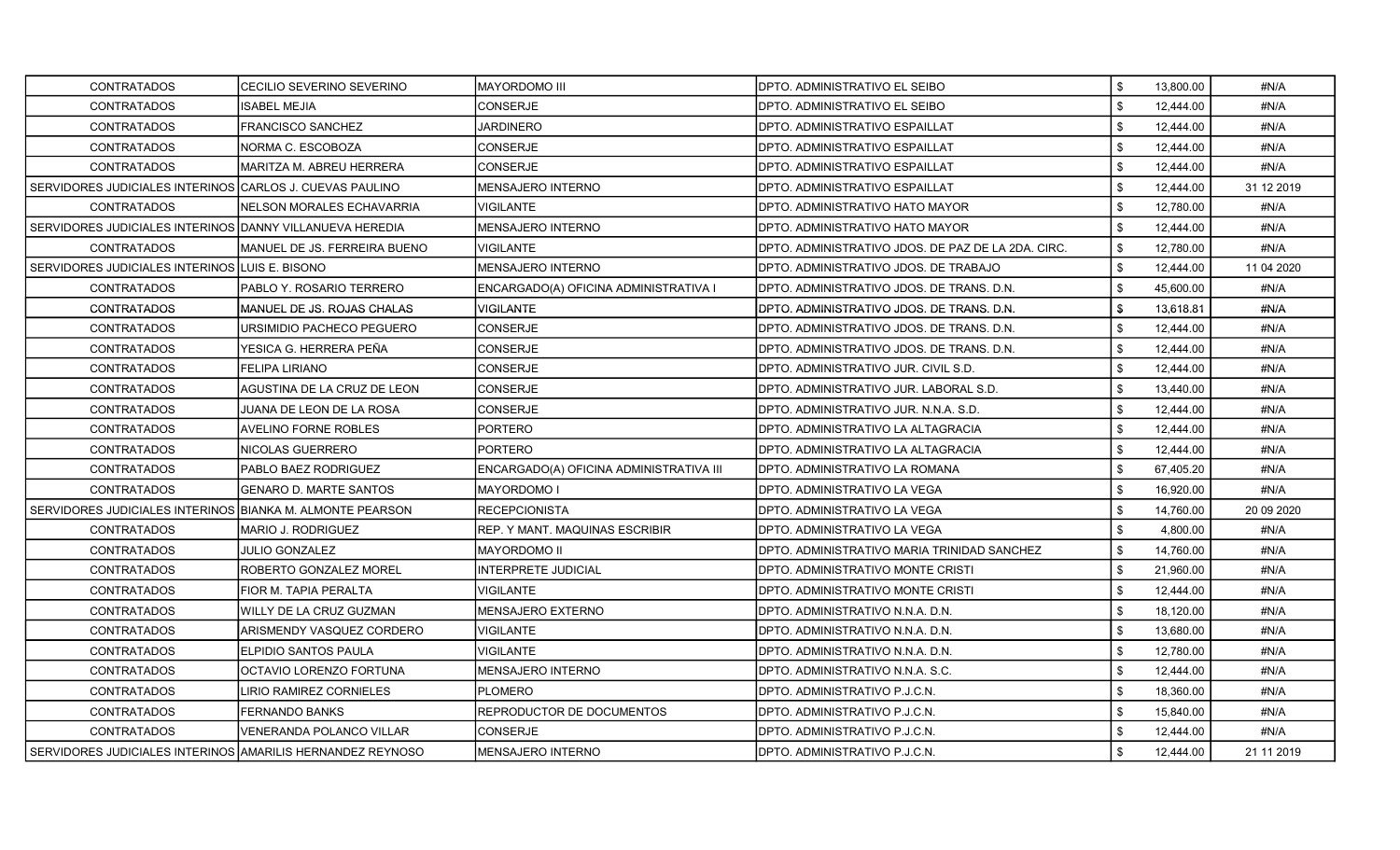| | | | | | |
|---|---|---|---|---|---|
| CONTRATADOS | CECILIO SEVERINO SEVERINO | MAYORDOMO III | DPTO. ADMINISTRATIVO EL SEIBO | $ 13,800.00 | #N/A |
| CONTRATADOS | ISABEL MEJIA | CONSERJE | DPTO. ADMINISTRATIVO EL SEIBO | $ 12,444.00 | #N/A |
| CONTRATADOS | FRANCISCO SANCHEZ | JARDINERO | DPTO. ADMINISTRATIVO ESPAILLAT | $ 12,444.00 | #N/A |
| CONTRATADOS | NORMA C. ESCOBOZA | CONSERJE | DPTO. ADMINISTRATIVO ESPAILLAT | $ 12,444.00 | #N/A |
| CONTRATADOS | MARITZA M. ABREU HERRERA | CONSERJE | DPTO. ADMINISTRATIVO ESPAILLAT | $ 12,444.00 | #N/A |
| SERVIDORES JUDICIALES INTERINOS | CARLOS J. CUEVAS PAULINO | MENSAJERO INTERNO | DPTO. ADMINISTRATIVO ESPAILLAT | $ 12,444.00 | 31 12 2019 |
| CONTRATADOS | NELSON MORALES ECHAVARRIA | VIGILANTE | DPTO. ADMINISTRATIVO HATO MAYOR | $ 12,780.00 | #N/A |
| SERVIDORES JUDICIALES INTERINOS | DANNY VILLANUEVA HEREDIA | MENSAJERO INTERNO | DPTO. ADMINISTRATIVO HATO MAYOR | $ 12,444.00 | #N/A |
| CONTRATADOS | MANUEL DE JS. FERREIRA BUENO | VIGILANTE | DPTO. ADMINISTRATIVO JDOS. DE PAZ DE LA 2DA. CIRC. | $ 12,780.00 | #N/A |
| SERVIDORES JUDICIALES INTERINOS | LUIS E. BISONO | MENSAJERO INTERNO | DPTO. ADMINISTRATIVO JDOS. DE TRABAJO | $ 12,444.00 | 11 04 2020 |
| CONTRATADOS | PABLO Y. ROSARIO TERRERO | ENCARGADO(A) OFICINA ADMINISTRATIVA I | DPTO. ADMINISTRATIVO JDOS. DE TRANS. D.N. | $ 45,600.00 | #N/A |
| CONTRATADOS | MANUEL DE JS. ROJAS CHALAS | VIGILANTE | DPTO. ADMINISTRATIVO JDOS. DE TRANS. D.N. | $ 13,618.81 | #N/A |
| CONTRATADOS | URSIMIDIO PACHECO PEGUERO | CONSERJE | DPTO. ADMINISTRATIVO JDOS. DE TRANS. D.N. | $ 12,444.00 | #N/A |
| CONTRATADOS | YESICA G. HERRERA PEÑA | CONSERJE | DPTO. ADMINISTRATIVO JDOS. DE TRANS. D.N. | $ 12,444.00 | #N/A |
| CONTRATADOS | FELIPA LIRIANO | CONSERJE | DPTO. ADMINISTRATIVO JUR. CIVIL S.D. | $ 12,444.00 | #N/A |
| CONTRATADOS | AGUSTINA DE LA CRUZ DE LEON | CONSERJE | DPTO. ADMINISTRATIVO JUR. LABORAL S.D. | $ 13,440.00 | #N/A |
| CONTRATADOS | JUANA DE LEON DE LA ROSA | CONSERJE | DPTO. ADMINISTRATIVO JUR. N.N.A. S.D. | $ 12,444.00 | #N/A |
| CONTRATADOS | AVELINO FORNE ROBLES | PORTERO | DPTO. ADMINISTRATIVO LA ALTAGRACIA | $ 12,444.00 | #N/A |
| CONTRATADOS | NICOLAS GUERRERO | PORTERO | DPTO. ADMINISTRATIVO LA ALTAGRACIA | $ 12,444.00 | #N/A |
| CONTRATADOS | PABLO BAEZ RODRIGUEZ | ENCARGADO(A) OFICINA ADMINISTRATIVA III | DPTO. ADMINISTRATIVO LA ROMANA | $ 67,405.20 | #N/A |
| CONTRATADOS | GENARO D. MARTE SANTOS | MAYORDOMO I | DPTO. ADMINISTRATIVO LA VEGA | $ 16,920.00 | #N/A |
| SERVIDORES JUDICIALES INTERINOS | BIANKA M. ALMONTE PEARSON | RECEPCIONISTA | DPTO. ADMINISTRATIVO LA VEGA | $ 14,760.00 | 20 09 2020 |
| CONTRATADOS | MARIO J. RODRIGUEZ | REP. Y MANT. MAQUINAS ESCRIBIR | DPTO. ADMINISTRATIVO LA VEGA | $ 4,800.00 | #N/A |
| CONTRATADOS | JULIO GONZALEZ | MAYORDOMO II | DPTO. ADMINISTRATIVO MARIA TRINIDAD SANCHEZ | $ 14,760.00 | #N/A |
| CONTRATADOS | ROBERTO GONZALEZ MOREL | INTERPRETE JUDICIAL | DPTO. ADMINISTRATIVO MONTE CRISTI | $ 21,960.00 | #N/A |
| CONTRATADOS | FIOR M. TAPIA PERALTA | VIGILANTE | DPTO. ADMINISTRATIVO MONTE CRISTI | $ 12,444.00 | #N/A |
| CONTRATADOS | WILLY DE LA CRUZ GUZMAN | MENSAJERO EXTERNO | DPTO. ADMINISTRATIVO N.N.A. D.N. | $ 18,120.00 | #N/A |
| CONTRATADOS | ARISMENDY VASQUEZ CORDERO | VIGILANTE | DPTO. ADMINISTRATIVO N.N.A. D.N. | $ 13,680.00 | #N/A |
| CONTRATADOS | ELPIDIO SANTOS PAULA | VIGILANTE | DPTO. ADMINISTRATIVO N.N.A. D.N. | $ 12,780.00 | #N/A |
| CONTRATADOS | OCTAVIO LORENZO FORTUNA | MENSAJERO INTERNO | DPTO. ADMINISTRATIVO N.N.A. S.C. | $ 12,444.00 | #N/A |
| CONTRATADOS | LIRIO RAMIREZ CORNIELES | PLOMERO | DPTO. ADMINISTRATIVO P.J.C.N. | $ 18,360.00 | #N/A |
| CONTRATADOS | FERNANDO BANKS | REPRODUCTOR DE DOCUMENTOS | DPTO. ADMINISTRATIVO P.J.C.N. | $ 15,840.00 | #N/A |
| CONTRATADOS | VENERANDA POLANCO VILLAR | CONSERJE | DPTO. ADMINISTRATIVO P.J.C.N. | $ 12,444.00 | #N/A |
| SERVIDORES JUDICIALES INTERINOS | AMARILIS HERNANDEZ REYNOSO | MENSAJERO INTERNO | DPTO. ADMINISTRATIVO P.J.C.N. | $ 12,444.00 | 21 11 2019 |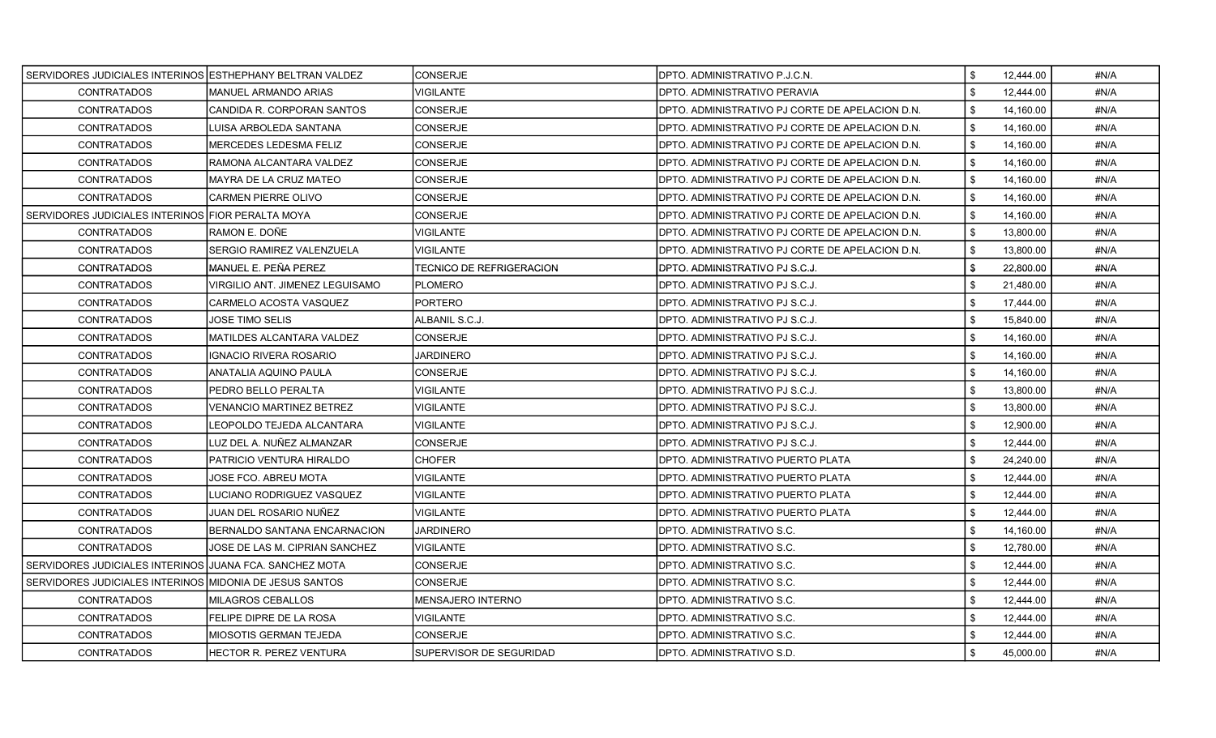| | | | | | |
|---|---|---|---|---|---|
| SERVIDORES JUDICIALES INTERINOS | ESTHEPHANY BELTRAN VALDEZ | CONSERJE | DPTO. ADMINISTRATIVO P.J.C.N. | $ 12,444.00 | #N/A |
| CONTRATADOS | MANUEL ARMANDO ARIAS | VIGILANTE | DPTO. ADMINISTRATIVO PERAVIA | $ 12,444.00 | #N/A |
| CONTRATADOS | CANDIDA R. CORPORAN SANTOS | CONSERJE | DPTO. ADMINISTRATIVO PJ CORTE DE APELACION D.N. | $ 14,160.00 | #N/A |
| CONTRATADOS | LUISA ARBOLEDA SANTANA | CONSERJE | DPTO. ADMINISTRATIVO PJ CORTE DE APELACION D.N. | $ 14,160.00 | #N/A |
| CONTRATADOS | MERCEDES LEDESMA FELIZ | CONSERJE | DPTO. ADMINISTRATIVO PJ CORTE DE APELACION D.N. | $ 14,160.00 | #N/A |
| CONTRATADOS | RAMONA ALCANTARA VALDEZ | CONSERJE | DPTO. ADMINISTRATIVO PJ CORTE DE APELACION D.N. | $ 14,160.00 | #N/A |
| CONTRATADOS | MAYRA DE LA CRUZ MATEO | CONSERJE | DPTO. ADMINISTRATIVO PJ CORTE DE APELACION D.N. | $ 14,160.00 | #N/A |
| CONTRATADOS | CARMEN PIERRE OLIVO | CONSERJE | DPTO. ADMINISTRATIVO PJ CORTE DE APELACION D.N. | $ 14,160.00 | #N/A |
| SERVIDORES JUDICIALES INTERINOS | FIOR PERALTA MOYA | CONSERJE | DPTO. ADMINISTRATIVO PJ CORTE DE APELACION D.N. | $ 14,160.00 | #N/A |
| CONTRATADOS | RAMON E. DOÑE | VIGILANTE | DPTO. ADMINISTRATIVO PJ CORTE DE APELACION D.N. | $ 13,800.00 | #N/A |
| CONTRATADOS | SERGIO RAMIREZ VALENZUELA | VIGILANTE | DPTO. ADMINISTRATIVO PJ CORTE DE APELACION D.N. | $ 13,800.00 | #N/A |
| CONTRATADOS | MANUEL E. PEÑA PEREZ | TECNICO DE REFRIGERACION | DPTO. ADMINISTRATIVO PJ S.C.J. | $ 22,800.00 | #N/A |
| CONTRATADOS | VIRGILIO ANT. JIMENEZ LEGUISAMO | PLOMERO | DPTO. ADMINISTRATIVO PJ S.C.J. | $ 21,480.00 | #N/A |
| CONTRATADOS | CARMELO ACOSTA VASQUEZ | PORTERO | DPTO. ADMINISTRATIVO PJ S.C.J. | $ 17,444.00 | #N/A |
| CONTRATADOS | JOSE TIMO SELIS | ALBANIL S.C.J. | DPTO. ADMINISTRATIVO PJ S.C.J. | $ 15,840.00 | #N/A |
| CONTRATADOS | MATILDES ALCANTARA VALDEZ | CONSERJE | DPTO. ADMINISTRATIVO PJ S.C.J. | $ 14,160.00 | #N/A |
| CONTRATADOS | IGNACIO RIVERA ROSARIO | JARDINERO | DPTO. ADMINISTRATIVO PJ S.C.J. | $ 14,160.00 | #N/A |
| CONTRATADOS | ANATALIA AQUINO PAULA | CONSERJE | DPTO. ADMINISTRATIVO PJ S.C.J. | $ 14,160.00 | #N/A |
| CONTRATADOS | PEDRO BELLO PERALTA | VIGILANTE | DPTO. ADMINISTRATIVO PJ S.C.J. | $ 13,800.00 | #N/A |
| CONTRATADOS | VENANCIO MARTINEZ BETREZ | VIGILANTE | DPTO. ADMINISTRATIVO PJ S.C.J. | $ 13,800.00 | #N/A |
| CONTRATADOS | LEOPOLDO TEJEDA ALCANTARA | VIGILANTE | DPTO. ADMINISTRATIVO PJ S.C.J. | $ 12,900.00 | #N/A |
| CONTRATADOS | LUZ DEL A. NUÑEZ ALMANZAR | CONSERJE | DPTO. ADMINISTRATIVO PJ S.C.J. | $ 12,444.00 | #N/A |
| CONTRATADOS | PATRICIO VENTURA HIRALDO | CHOFER | DPTO. ADMINISTRATIVO PUERTO PLATA | $ 24,240.00 | #N/A |
| CONTRATADOS | JOSE FCO. ABREU MOTA | VIGILANTE | DPTO. ADMINISTRATIVO PUERTO PLATA | $ 12,444.00 | #N/A |
| CONTRATADOS | LUCIANO RODRIGUEZ VASQUEZ | VIGILANTE | DPTO. ADMINISTRATIVO PUERTO PLATA | $ 12,444.00 | #N/A |
| CONTRATADOS | JUAN DEL ROSARIO NUÑEZ | VIGILANTE | DPTO. ADMINISTRATIVO PUERTO PLATA | $ 12,444.00 | #N/A |
| CONTRATADOS | BERNALDO SANTANA ENCARNACION | JARDINERO | DPTO. ADMINISTRATIVO S.C. | $ 14,160.00 | #N/A |
| CONTRATADOS | JOSE DE LAS M. CIPRIAN SANCHEZ | VIGILANTE | DPTO. ADMINISTRATIVO S.C. | $ 12,780.00 | #N/A |
| SERVIDORES JUDICIALES INTERINOS | JUANA FCA. SANCHEZ MOTA | CONSERJE | DPTO. ADMINISTRATIVO S.C. | $ 12,444.00 | #N/A |
| SERVIDORES JUDICIALES INTERINOS | MIDONIA DE JESUS SANTOS | CONSERJE | DPTO. ADMINISTRATIVO S.C. | $ 12,444.00 | #N/A |
| CONTRATADOS | MILAGROS CEBALLOS | MENSAJERO INTERNO | DPTO. ADMINISTRATIVO S.C. | $ 12,444.00 | #N/A |
| CONTRATADOS | FELIPE DIPRE DE LA ROSA | VIGILANTE | DPTO. ADMINISTRATIVO S.C. | $ 12,444.00 | #N/A |
| CONTRATADOS | MIOSOTIS GERMAN TEJEDA | CONSERJE | DPTO. ADMINISTRATIVO S.C. | $ 12,444.00 | #N/A |
| CONTRATADOS | HECTOR R. PEREZ VENTURA | SUPERVISOR DE SEGURIDAD | DPTO. ADMINISTRATIVO S.D. | $ 45,000.00 | #N/A |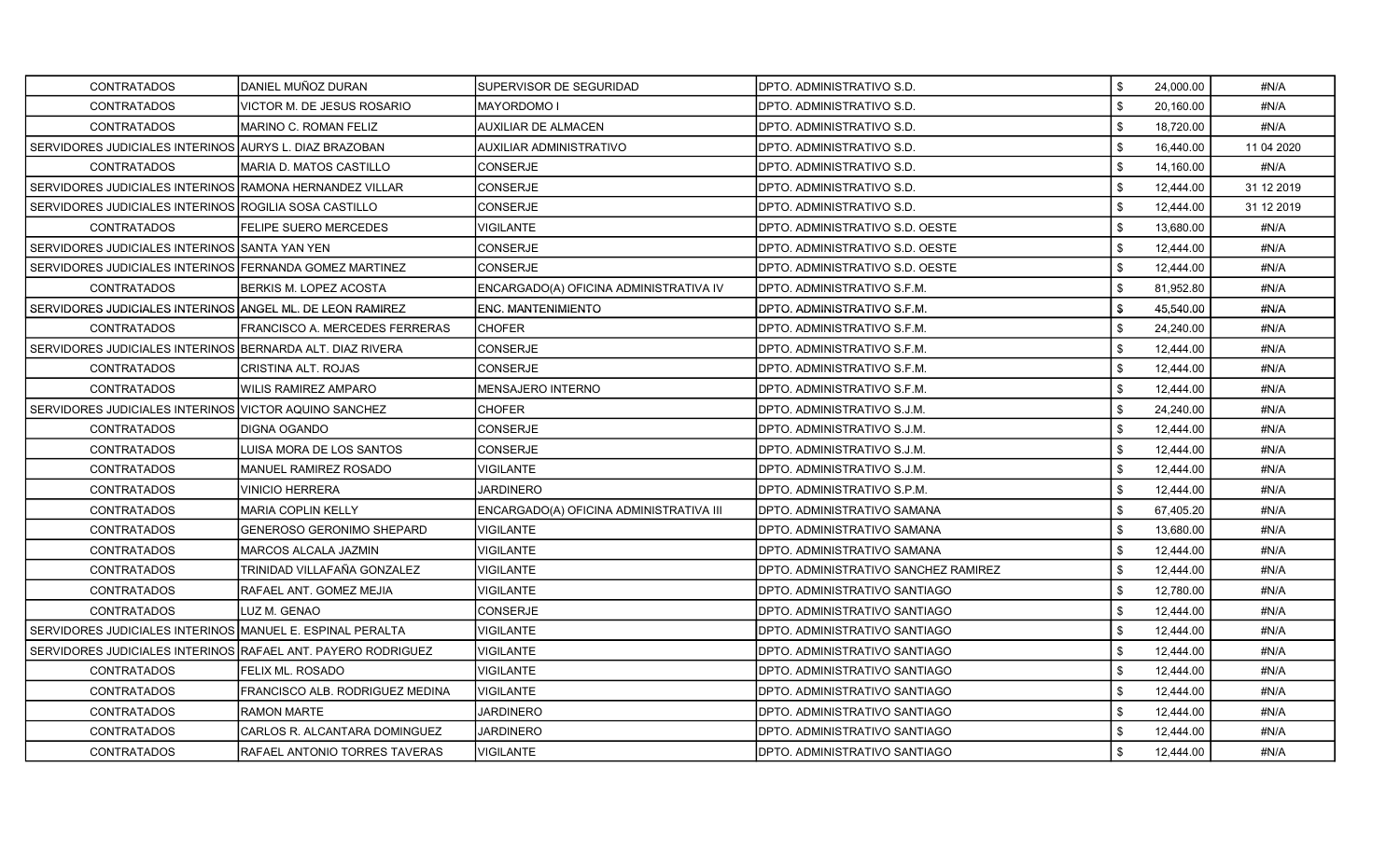| | | | | | |
|---|---|---|---|---|---|
| CONTRATADOS | DANIEL MUÑOZ DURAN | SUPERVISOR DE SEGURIDAD | DPTO. ADMINISTRATIVO S.D. | $ 24,000.00 | #N/A |
| CONTRATADOS | VICTOR M. DE JESUS ROSARIO | MAYORDOMO I | DPTO. ADMINISTRATIVO S.D. | $ 20,160.00 | #N/A |
| CONTRATADOS | MARINO C. ROMAN FELIZ | AUXILIAR DE ALMACEN | DPTO. ADMINISTRATIVO S.D. | $ 18,720.00 | #N/A |
| SERVIDORES JUDICIALES INTERINOS | AURYS L. DIAZ BRAZOBAN | AUXILIAR ADMINISTRATIVO | DPTO. ADMINISTRATIVO S.D. | $ 16,440.00 | 11 04 2020 |
| CONTRATADOS | MARIA D. MATOS CASTILLO | CONSERJE | DPTO. ADMINISTRATIVO S.D. | $ 14,160.00 | #N/A |
| SERVIDORES JUDICIALES INTERINOS | RAMONA HERNANDEZ VILLAR | CONSERJE | DPTO. ADMINISTRATIVO S.D. | $ 12,444.00 | 31 12 2019 |
| SERVIDORES JUDICIALES INTERINOS | ROGILIA SOSA CASTILLO | CONSERJE | DPTO. ADMINISTRATIVO S.D. | $ 12,444.00 | 31 12 2019 |
| CONTRATADOS | FELIPE SUERO MERCEDES | VIGILANTE | DPTO. ADMINISTRATIVO S.D. OESTE | $ 13,680.00 | #N/A |
| SERVIDORES JUDICIALES INTERINOS | SANTA YAN YEN | CONSERJE | DPTO. ADMINISTRATIVO S.D. OESTE | $ 12,444.00 | #N/A |
| SERVIDORES JUDICIALES INTERINOS | FERNANDA GOMEZ MARTINEZ | CONSERJE | DPTO. ADMINISTRATIVO S.D. OESTE | $ 12,444.00 | #N/A |
| CONTRATADOS | BERKIS M. LOPEZ ACOSTA | ENCARGADO(A) OFICINA ADMINISTRATIVA IV | DPTO. ADMINISTRATIVO S.F.M. | $ 81,952.80 | #N/A |
| SERVIDORES JUDICIALES INTERINOS | ANGEL ML. DE LEON RAMIREZ | ENC. MANTENIMIENTO | DPTO. ADMINISTRATIVO S.F.M. | $ 45,540.00 | #N/A |
| CONTRATADOS | FRANCISCO A. MERCEDES FERRERAS | CHOFER | DPTO. ADMINISTRATIVO S.F.M. | $ 24,240.00 | #N/A |
| SERVIDORES JUDICIALES INTERINOS | BERNARDA ALT. DIAZ RIVERA | CONSERJE | DPTO. ADMINISTRATIVO S.F.M. | $ 12,444.00 | #N/A |
| CONTRATADOS | CRISTINA ALT. ROJAS | CONSERJE | DPTO. ADMINISTRATIVO S.F.M. | $ 12,444.00 | #N/A |
| CONTRATADOS | WILIS RAMIREZ AMPARO | MENSAJERO INTERNO | DPTO. ADMINISTRATIVO S.F.M. | $ 12,444.00 | #N/A |
| SERVIDORES JUDICIALES INTERINOS | VICTOR AQUINO SANCHEZ | CHOFER | DPTO. ADMINISTRATIVO S.J.M. | $ 24,240.00 | #N/A |
| CONTRATADOS | DIGNA OGANDO | CONSERJE | DPTO. ADMINISTRATIVO S.J.M. | $ 12,444.00 | #N/A |
| CONTRATADOS | LUISA MORA DE LOS SANTOS | CONSERJE | DPTO. ADMINISTRATIVO S.J.M. | $ 12,444.00 | #N/A |
| CONTRATADOS | MANUEL RAMIREZ ROSADO | VIGILANTE | DPTO. ADMINISTRATIVO S.J.M. | $ 12,444.00 | #N/A |
| CONTRATADOS | VINICIO HERRERA | JARDINERO | DPTO. ADMINISTRATIVO S.P.M. | $ 12,444.00 | #N/A |
| CONTRATADOS | MARIA COPLIN KELLY | ENCARGADO(A) OFICINA ADMINISTRATIVA III | DPTO. ADMINISTRATIVO SAMANA | $ 67,405.20 | #N/A |
| CONTRATADOS | GENEROSO GERONIMO SHEPARD | VIGILANTE | DPTO. ADMINISTRATIVO SAMANA | $ 13,680.00 | #N/A |
| CONTRATADOS | MARCOS ALCALA JAZMIN | VIGILANTE | DPTO. ADMINISTRATIVO SAMANA | $ 12,444.00 | #N/A |
| CONTRATADOS | TRINIDAD VILLAFAÑA GONZALEZ | VIGILANTE | DPTO. ADMINISTRATIVO SANCHEZ RAMIREZ | $ 12,444.00 | #N/A |
| CONTRATADOS | RAFAEL ANT. GOMEZ MEJIA | VIGILANTE | DPTO. ADMINISTRATIVO SANTIAGO | $ 12,780.00 | #N/A |
| CONTRATADOS | LUZ M. GENAO | CONSERJE | DPTO. ADMINISTRATIVO SANTIAGO | $ 12,444.00 | #N/A |
| SERVIDORES JUDICIALES INTERINOS | MANUEL E. ESPINAL PERALTA | VIGILANTE | DPTO. ADMINISTRATIVO SANTIAGO | $ 12,444.00 | #N/A |
| SERVIDORES JUDICIALES INTERINOS | RAFAEL ANT. PAYERO RODRIGUEZ | VIGILANTE | DPTO. ADMINISTRATIVO SANTIAGO | $ 12,444.00 | #N/A |
| CONTRATADOS | FELIX ML. ROSADO | VIGILANTE | DPTO. ADMINISTRATIVO SANTIAGO | $ 12,444.00 | #N/A |
| CONTRATADOS | FRANCISCO ALB. RODRIGUEZ MEDINA | VIGILANTE | DPTO. ADMINISTRATIVO SANTIAGO | $ 12,444.00 | #N/A |
| CONTRATADOS | RAMON MARTE | JARDINERO | DPTO. ADMINISTRATIVO SANTIAGO | $ 12,444.00 | #N/A |
| CONTRATADOS | CARLOS R. ALCANTARA DOMINGUEZ | JARDINERO | DPTO. ADMINISTRATIVO SANTIAGO | $ 12,444.00 | #N/A |
| CONTRATADOS | RAFAEL ANTONIO TORRES TAVERAS | VIGILANTE | DPTO. ADMINISTRATIVO SANTIAGO | $ 12,444.00 | #N/A |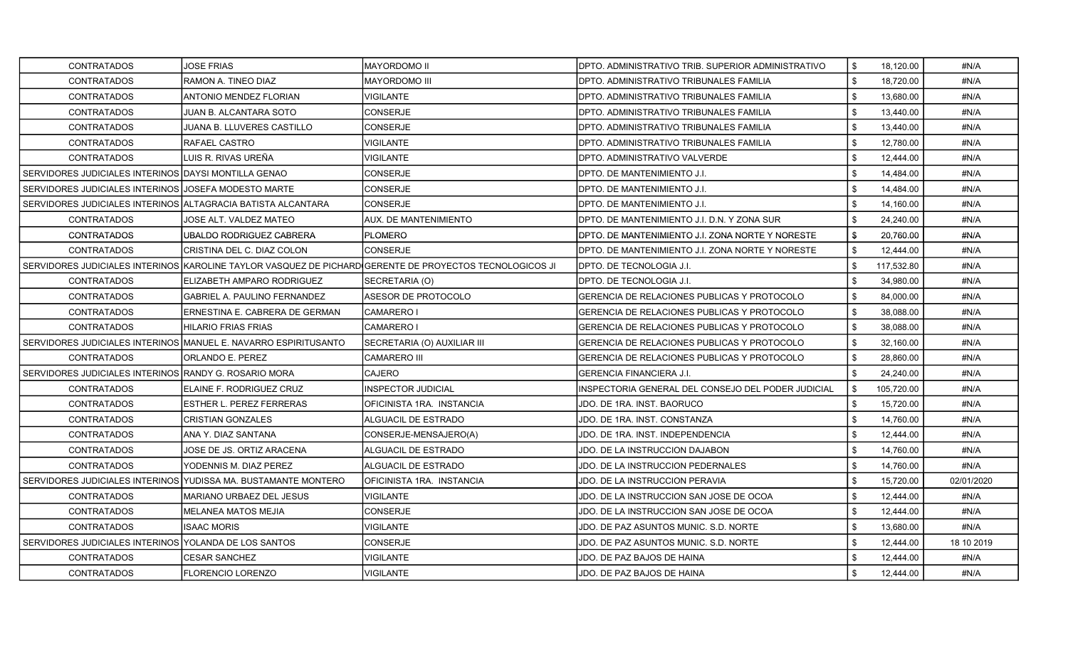| | | | | | | |
|---|---|---|---|---|---|---|
| CONTRATADOS | JOSE FRIAS | MAYORDOMO II | DPTO. ADMINISTRATIVO TRIB. SUPERIOR ADMINISTRATIVO | $ | 18,120.00 | #N/A |
| CONTRATADOS | RAMON A. TINEO DIAZ | MAYORDOMO III | DPTO. ADMINISTRATIVO TRIBUNALES FAMILIA | $ | 18,720.00 | #N/A |
| CONTRATADOS | ANTONIO MENDEZ FLORIAN | VIGILANTE | DPTO. ADMINISTRATIVO TRIBUNALES FAMILIA | $ | 13,680.00 | #N/A |
| CONTRATADOS | JUAN B. ALCANTARA SOTO | CONSERJE | DPTO. ADMINISTRATIVO TRIBUNALES FAMILIA | $ | 13,440.00 | #N/A |
| CONTRATADOS | JUANA B. LLUVERES CASTILLO | CONSERJE | DPTO. ADMINISTRATIVO TRIBUNALES FAMILIA | $ | 13,440.00 | #N/A |
| CONTRATADOS | RAFAEL CASTRO | VIGILANTE | DPTO. ADMINISTRATIVO TRIBUNALES FAMILIA | $ | 12,780.00 | #N/A |
| CONTRATADOS | LUIS R. RIVAS UREÑA | VIGILANTE | DPTO. ADMINISTRATIVO VALVERDE | $ | 12,444.00 | #N/A |
| SERVIDORES JUDICIALES INTERINOS | DAYSI MONTILLA GENAO | CONSERJE | DPTO. DE MANTENIMIENTO J.I. | $ | 14,484.00 | #N/A |
| SERVIDORES JUDICIALES INTERINOS | JOSEFA MODESTO MARTE | CONSERJE | DPTO. DE MANTENIMIENTO J.I. | $ | 14,484.00 | #N/A |
| SERVIDORES JUDICIALES INTERINOS | ALTAGRACIA BATISTA ALCANTARA | CONSERJE | DPTO. DE MANTENIMIENTO J.I. | $ | 14,160.00 | #N/A |
| CONTRATADOS | JOSE ALT. VALDEZ MATEO | AUX. DE MANTENIMIENTO | DPTO. DE MANTENIMIENTO J.I. D.N. Y ZONA SUR | $ | 24,240.00 | #N/A |
| CONTRATADOS | UBALDO RODRIGUEZ CABRERA | PLOMERO | DPTO. DE MANTENIMIENTO J.I. ZONA NORTE Y NORESTE | $ | 20,760.00 | #N/A |
| CONTRATADOS | CRISTINA DEL C. DIAZ COLON | CONSERJE | DPTO. DE MANTENIMIENTO J.I. ZONA NORTE Y NORESTE | $ | 12,444.00 | #N/A |
| SERVIDORES JUDICIALES INTERINOS | KAROLINE TAYLOR VASQUEZ DE PICHARDO | GERENTE DE PROYECTOS TECNOLOGICOS JI | DPTO. DE TECNOLOGIA J.I. | $ | 117,532.80 | #N/A |
| CONTRATADOS | ELIZABETH AMPARO RODRIGUEZ | SECRETARIA (O) | DPTO. DE TECNOLOGIA J.I. | $ | 34,980.00 | #N/A |
| CONTRATADOS | GABRIEL A. PAULINO FERNANDEZ | ASESOR DE PROTOCOLO | GERENCIA DE RELACIONES PUBLICAS Y PROTOCOLO | $ | 84,000.00 | #N/A |
| CONTRATADOS | ERNESTINA E. CABRERA DE GERMAN | CAMARERO I | GERENCIA DE RELACIONES PUBLICAS Y PROTOCOLO | $ | 38,088.00 | #N/A |
| CONTRATADOS | HILARIO FRIAS FRIAS | CAMARERO I | GERENCIA DE RELACIONES PUBLICAS Y PROTOCOLO | $ | 38,088.00 | #N/A |
| SERVIDORES JUDICIALES INTERINOS | MANUEL E. NAVARRO ESPIRITUSANTO | SECRETARIA (O) AUXILIAR III | GERENCIA DE RELACIONES PUBLICAS Y PROTOCOLO | $ | 32,160.00 | #N/A |
| CONTRATADOS | ORLANDO E. PEREZ | CAMARERO III | GERENCIA DE RELACIONES PUBLICAS Y PROTOCOLO | $ | 28,860.00 | #N/A |
| SERVIDORES JUDICIALES INTERINOS | RANDY G. ROSARIO MORA | CAJERO | GERENCIA FINANCIERA J.I. | $ | 24,240.00 | #N/A |
| CONTRATADOS | ELAINE F. RODRIGUEZ CRUZ | INSPECTOR JUDICIAL | INSPECTORIA GENERAL DEL CONSEJO DEL PODER JUDICIAL | $ | 105,720.00 | #N/A |
| CONTRATADOS | ESTHER L. PEREZ FERRERAS | OFICINISTA 1RA. INSTANCIA | JDO. DE 1RA. INST. BAORUCO | $ | 15,720.00 | #N/A |
| CONTRATADOS | CRISTIAN GONZALES | ALGUACIL DE ESTRADO | JDO. DE 1RA. INST. CONSTANZA | $ | 14,760.00 | #N/A |
| CONTRATADOS | ANA Y. DIAZ SANTANA | CONSERJE-MENSAJERO(A) | JDO. DE 1RA. INST. INDEPENDENCIA | $ | 12,444.00 | #N/A |
| CONTRATADOS | JOSE DE JS. ORTIZ ARACENA | ALGUACIL DE ESTRADO | JDO. DE LA INSTRUCCION DAJABON | $ | 14,760.00 | #N/A |
| CONTRATADOS | YODENNIS M. DIAZ PEREZ | ALGUACIL DE ESTRADO | JDO. DE LA INSTRUCCION PEDERNALES | $ | 14,760.00 | #N/A |
| SERVIDORES JUDICIALES INTERINOS | YUDISSA MA. BUSTAMANTE MONTERO | OFICINISTA 1RA. INSTANCIA | JDO. DE LA INSTRUCCION PERAVIA | $ | 15,720.00 | 02/01/2020 |
| CONTRATADOS | MARIANO URBAEZ DEL JESUS | VIGILANTE | JDO. DE LA INSTRUCCION SAN JOSE DE OCOA | $ | 12,444.00 | #N/A |
| CONTRATADOS | MELANEA MATOS MEJIA | CONSERJE | JDO. DE LA INSTRUCCION SAN JOSE DE OCOA | $ | 12,444.00 | #N/A |
| CONTRATADOS | ISAAC MORIS | VIGILANTE | JDO. DE PAZ ASUNTOS MUNIC. S.D. NORTE | $ | 13,680.00 | #N/A |
| SERVIDORES JUDICIALES INTERINOS | YOLANDA DE LOS SANTOS | CONSERJE | JDO. DE PAZ ASUNTOS MUNIC. S.D. NORTE | $ | 12,444.00 | 18 10 2019 |
| CONTRATADOS | CESAR SANCHEZ | VIGILANTE | JDO. DE PAZ BAJOS DE HAINA | $ | 12,444.00 | #N/A |
| CONTRATADOS | FLORENCIO LORENZO | VIGILANTE | JDO. DE PAZ BAJOS DE HAINA | $ | 12,444.00 | #N/A |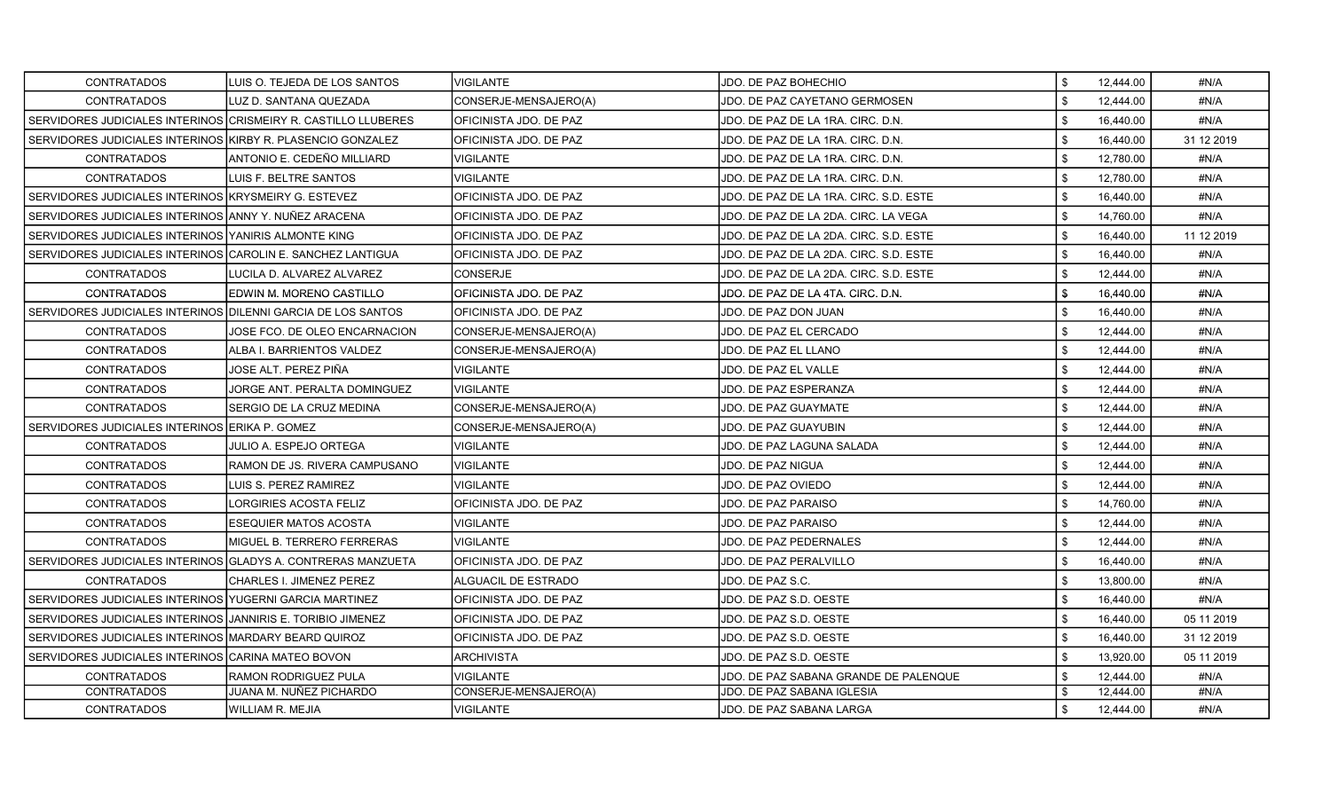| | | | | | | |
|---|---|---|---|---|---|---|
| CONTRATADOS | LUIS O. TEJEDA DE LOS SANTOS | VIGILANTE | JDO. DE PAZ BOHECHIO | $ | 12,444.00 | #N/A |
| CONTRATADOS | LUZ D. SANTANA QUEZADA | CONSERJE-MENSAJERO(A) | JDO. DE PAZ CAYETANO GERMOSEN | $ | 12,444.00 | #N/A |
| SERVIDORES JUDICIALES INTERINOS | CRISMEIRY R. CASTILLO LLUBERES | OFICINISTA JDO. DE PAZ | JDO. DE PAZ DE LA 1RA. CIRC. D.N. | $ | 16,440.00 | #N/A |
| SERVIDORES JUDICIALES INTERINOS | KIRBY R. PLASENCIO GONZALEZ | OFICINISTA JDO. DE PAZ | JDO. DE PAZ DE LA 1RA. CIRC. D.N. | $ | 16,440.00 | 31 12 2019 |
| CONTRATADOS | ANTONIO E. CEDEÑO MILLIARD | VIGILANTE | JDO. DE PAZ DE LA 1RA. CIRC. D.N. | $ | 12,780.00 | #N/A |
| CONTRATADOS | LUIS F. BELTRE SANTOS | VIGILANTE | JDO. DE PAZ DE LA 1RA. CIRC. D.N. | $ | 12,780.00 | #N/A |
| SERVIDORES JUDICIALES INTERINOS | KRYSMEIRY G. ESTEVEZ | OFICINISTA JDO. DE PAZ | JDO. DE PAZ DE LA 1RA. CIRC. S.D. ESTE | $ | 16,440.00 | #N/A |
| SERVIDORES JUDICIALES INTERINOS | ANNY Y. NUÑEZ ARACENA | OFICINISTA JDO. DE PAZ | JDO. DE PAZ DE LA 2DA. CIRC. LA VEGA | $ | 14,760.00 | #N/A |
| SERVIDORES JUDICIALES INTERINOS | YANIRIS ALMONTE KING | OFICINISTA JDO. DE PAZ | JDO. DE PAZ DE LA 2DA. CIRC. S.D. ESTE | $ | 16,440.00 | 11 12 2019 |
| SERVIDORES JUDICIALES INTERINOS | CAROLIN E. SANCHEZ LANTIGUA | OFICINISTA JDO. DE PAZ | JDO. DE PAZ DE LA 2DA. CIRC. S.D. ESTE | $ | 16,440.00 | #N/A |
| CONTRATADOS | LUCILA D. ALVAREZ ALVAREZ | CONSERJE | JDO. DE PAZ DE LA 2DA. CIRC. S.D. ESTE | $ | 12,444.00 | #N/A |
| CONTRATADOS | EDWIN M. MORENO CASTILLO | OFICINISTA JDO. DE PAZ | JDO. DE PAZ DE LA 4TA. CIRC. D.N. | $ | 16,440.00 | #N/A |
| SERVIDORES JUDICIALES INTERINOS | DILENNI GARCIA DE LOS SANTOS | OFICINISTA JDO. DE PAZ | JDO. DE PAZ DON JUAN | $ | 16,440.00 | #N/A |
| CONTRATADOS | JOSE FCO. DE OLEO ENCARNACION | CONSERJE-MENSAJERO(A) | JDO. DE PAZ EL CERCADO | $ | 12,444.00 | #N/A |
| CONTRATADOS | ALBA I. BARRIENTOS VALDEZ | CONSERJE-MENSAJERO(A) | JDO. DE PAZ EL LLANO | $ | 12,444.00 | #N/A |
| CONTRATADOS | JOSE ALT. PEREZ PIÑA | VIGILANTE | JDO. DE PAZ EL VALLE | $ | 12,444.00 | #N/A |
| CONTRATADOS | JORGE ANT. PERALTA DOMINGUEZ | VIGILANTE | JDO. DE PAZ ESPERANZA | $ | 12,444.00 | #N/A |
| CONTRATADOS | SERGIO DE LA CRUZ MEDINA | CONSERJE-MENSAJERO(A) | JDO. DE PAZ GUAYMATE | $ | 12,444.00 | #N/A |
| SERVIDORES JUDICIALES INTERINOS | ERIKA P. GOMEZ | CONSERJE-MENSAJERO(A) | JDO. DE PAZ GUAYUBIN | $ | 12,444.00 | #N/A |
| CONTRATADOS | JULIO A. ESPEJO ORTEGA | VIGILANTE | JDO. DE PAZ LAGUNA SALADA | $ | 12,444.00 | #N/A |
| CONTRATADOS | RAMON DE JS. RIVERA CAMPUSANO | VIGILANTE | JDO. DE PAZ NIGUA | $ | 12,444.00 | #N/A |
| CONTRATADOS | LUIS S. PEREZ RAMIREZ | VIGILANTE | JDO. DE PAZ OVIEDO | $ | 12,444.00 | #N/A |
| CONTRATADOS | LORGIRIES ACOSTA FELIZ | OFICINISTA JDO. DE PAZ | JDO. DE PAZ PARAISO | $ | 14,760.00 | #N/A |
| CONTRATADOS | ESEQUIER MATOS ACOSTA | VIGILANTE | JDO. DE PAZ PARAISO | $ | 12,444.00 | #N/A |
| CONTRATADOS | MIGUEL B. TERRERO FERRERAS | VIGILANTE | JDO. DE PAZ PEDERNALES | $ | 12,444.00 | #N/A |
| SERVIDORES JUDICIALES INTERINOS | GLADYS A. CONTRERAS MANZUETA | OFICINISTA JDO. DE PAZ | JDO. DE PAZ PERALVILLO | $ | 16,440.00 | #N/A |
| CONTRATADOS | CHARLES I. JIMENEZ PEREZ | ALGUACIL DE ESTRADO | JDO. DE PAZ S.C. | $ | 13,800.00 | #N/A |
| SERVIDORES JUDICIALES INTERINOS | YUGERNI GARCIA MARTINEZ | OFICINISTA JDO. DE PAZ | JDO. DE PAZ S.D. OESTE | $ | 16,440.00 | #N/A |
| SERVIDORES JUDICIALES INTERINOS | JANNIRIS E. TORIBIO JIMENEZ | OFICINISTA JDO. DE PAZ | JDO. DE PAZ S.D. OESTE | $ | 16,440.00 | 05 11 2019 |
| SERVIDORES JUDICIALES INTERINOS | MARDARY BEARD QUIROZ | OFICINISTA JDO. DE PAZ | JDO. DE PAZ S.D. OESTE | $ | 16,440.00 | 31 12 2019 |
| SERVIDORES JUDICIALES INTERINOS | CARINA MATEO BOVON | ARCHIVISTA | JDO. DE PAZ S.D. OESTE | $ | 13,920.00 | 05 11 2019 |
| CONTRATADOS | RAMON RODRIGUEZ PULA | VIGILANTE | JDO. DE PAZ SABANA GRANDE DE PALENQUE | $ | 12,444.00 | #N/A |
| CONTRATADOS | JUANA M. NUÑEZ PICHARDO | CONSERJE-MENSAJERO(A) | JDO. DE PAZ SABANA IGLESIA | $ | 12,444.00 | #N/A |
| CONTRATADOS | WILLIAM R. MEJIA | VIGILANTE | JDO. DE PAZ SABANA LARGA | $ | 12,444.00 | #N/A |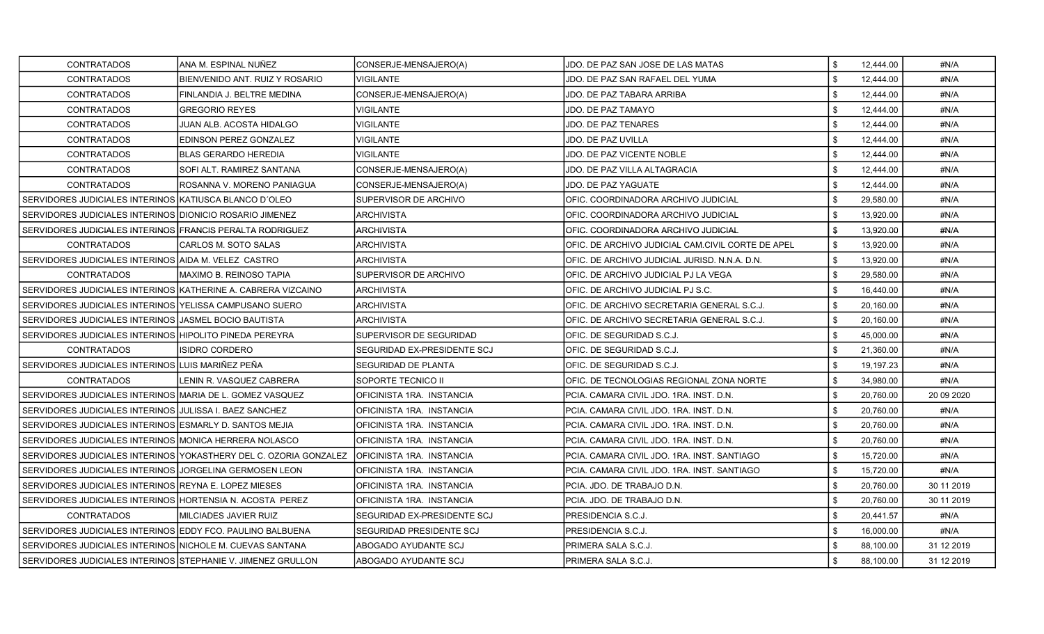| | | | | | |
|---|---|---|---|---|---|
| CONTRATADOS | ANA M. ESPINAL NUÑEZ | CONSERJE-MENSAJERO(A) | JDO. DE PAZ SAN JOSE DE LAS MATAS | $ 12,444.00 | #N/A |
| CONTRATADOS | BIENVENIDO ANT. RUIZ Y ROSARIO | VIGILANTE | JDO. DE PAZ SAN RAFAEL DEL YUMA | $ 12,444.00 | #N/A |
| CONTRATADOS | FINLANDIA J. BELTRE MEDINA | CONSERJE-MENSAJERO(A) | JDO. DE PAZ TABARA ARRIBA | $ 12,444.00 | #N/A |
| CONTRATADOS | GREGORIO REYES | VIGILANTE | JDO. DE PAZ TAMAYO | $ 12,444.00 | #N/A |
| CONTRATADOS | JUAN ALB. ACOSTA HIDALGO | VIGILANTE | JDO. DE PAZ TENARES | $ 12,444.00 | #N/A |
| CONTRATADOS | EDINSON PEREZ GONZALEZ | VIGILANTE | JDO. DE PAZ UVILLA | $ 12,444.00 | #N/A |
| CONTRATADOS | BLAS GERARDO HEREDIA | VIGILANTE | JDO. DE PAZ VICENTE NOBLE | $ 12,444.00 | #N/A |
| CONTRATADOS | SOFI ALT. RAMIREZ SANTANA | CONSERJE-MENSAJERO(A) | JDO. DE PAZ VILLA ALTAGRACIA | $ 12,444.00 | #N/A |
| CONTRATADOS | ROSANNA V. MORENO PANIAGUA | CONSERJE-MENSAJERO(A) | JDO. DE PAZ YAGUATE | $ 12,444.00 | #N/A |
| SERVIDORES JUDICIALES INTERINOS | KATIUSCA BLANCO D´OLEO | SUPERVISOR DE ARCHIVO | OFIC. COORDINADORA ARCHIVO JUDICIAL | $ 29,580.00 | #N/A |
| SERVIDORES JUDICIALES INTERINOS | DIONICIO ROSARIO JIMENEZ | ARCHIVISTA | OFIC. COORDINADORA ARCHIVO JUDICIAL | $ 13,920.00 | #N/A |
| SERVIDORES JUDICIALES INTERINOS | FRANCIS PERALTA RODRIGUEZ | ARCHIVISTA | OFIC. COORDINADORA ARCHIVO JUDICIAL | $ 13,920.00 | #N/A |
| CONTRATADOS | CARLOS M. SOTO SALAS | ARCHIVISTA | OFIC. DE ARCHIVO JUDICIAL CAM.CIVIL CORTE DE APEL | $ 13,920.00 | #N/A |
| SERVIDORES JUDICIALES INTERINOS | AIDA M. VELEZ CASTRO | ARCHIVISTA | OFIC. DE ARCHIVO JUDICIAL JURISD. N.N.A. D.N. | $ 13,920.00 | #N/A |
| CONTRATADOS | MAXIMO B. REINOSO TAPIA | SUPERVISOR DE ARCHIVO | OFIC. DE ARCHIVO JUDICIAL PJ LA VEGA | $ 29,580.00 | #N/A |
| SERVIDORES JUDICIALES INTERINOS | KATHERINE A. CABRERA VIZCAINO | ARCHIVISTA | OFIC. DE ARCHIVO JUDICIAL PJ S.C. | $ 16,440.00 | #N/A |
| SERVIDORES JUDICIALES INTERINOS | YELISSA CAMPUSANO SUERO | ARCHIVISTA | OFIC. DE ARCHIVO SECRETARIA GENERAL S.C.J. | $ 20,160.00 | #N/A |
| SERVIDORES JUDICIALES INTERINOS | JASMEL BOCIO BAUTISTA | ARCHIVISTA | OFIC. DE ARCHIVO SECRETARIA GENERAL S.C.J. | $ 20,160.00 | #N/A |
| SERVIDORES JUDICIALES INTERINOS | HIPOLITO PINEDA PEREYRA | SUPERVISOR DE SEGURIDAD | OFIC. DE SEGURIDAD S.C.J. | $ 45,000.00 | #N/A |
| CONTRATADOS | ISIDRO CORDERO | SEGURIDAD EX-PRESIDENTE SCJ | OFIC. DE SEGURIDAD S.C.J. | $ 21,360.00 | #N/A |
| SERVIDORES JUDICIALES INTERINOS | LUIS MARIÑEZ PEÑA | SEGURIDAD DE PLANTA | OFIC. DE SEGURIDAD S.C.J. | $ 19,197.23 | #N/A |
| CONTRATADOS | LENIN R. VASQUEZ CABRERA | SOPORTE TECNICO II | OFIC. DE TECNOLOGIAS REGIONAL ZONA NORTE | $ 34,980.00 | #N/A |
| SERVIDORES JUDICIALES INTERINOS | MARIA DE L. GOMEZ VASQUEZ | OFICINISTA 1RA. INSTANCIA | PCIA. CAMARA CIVIL JDO. 1RA. INST. D.N. | $ 20,760.00 | 20 09 2020 |
| SERVIDORES JUDICIALES INTERINOS | JULISSA I. BAEZ SANCHEZ | OFICINISTA 1RA. INSTANCIA | PCIA. CAMARA CIVIL JDO. 1RA. INST. D.N. | $ 20,760.00 | #N/A |
| SERVIDORES JUDICIALES INTERINOS | ESMARLY D. SANTOS MEJIA | OFICINISTA 1RA. INSTANCIA | PCIA. CAMARA CIVIL JDO. 1RA. INST. D.N. | $ 20,760.00 | #N/A |
| SERVIDORES JUDICIALES INTERINOS | MONICA HERRERA NOLASCO | OFICINISTA 1RA. INSTANCIA | PCIA. CAMARA CIVIL JDO. 1RA. INST. D.N. | $ 20,760.00 | #N/A |
| SERVIDORES JUDICIALES INTERINOS | YOKASTHERY DEL C. OZORIA GONZALEZ | OFICINISTA 1RA. INSTANCIA | PCIA. CAMARA CIVIL JDO. 1RA. INST. SANTIAGO | $ 15,720.00 | #N/A |
| SERVIDORES JUDICIALES INTERINOS | JORGELINA GERMOSEN LEON | OFICINISTA 1RA. INSTANCIA | PCIA. CAMARA CIVIL JDO. 1RA. INST. SANTIAGO | $ 15,720.00 | #N/A |
| SERVIDORES JUDICIALES INTERINOS | REYNA E. LOPEZ MIESES | OFICINISTA 1RA. INSTANCIA | PCIA. JDO. DE TRABAJO D.N. | $ 20,760.00 | 30 11 2019 |
| SERVIDORES JUDICIALES INTERINOS | HORTENSIA N. ACOSTA PEREZ | OFICINISTA 1RA. INSTANCIA | PCIA. JDO. DE TRABAJO D.N. | $ 20,760.00 | 30 11 2019 |
| CONTRATADOS | MILCIADES JAVIER RUIZ | SEGURIDAD EX-PRESIDENTE SCJ | PRESIDENCIA S.C.J. | $ 20,441.57 | #N/A |
| SERVIDORES JUDICIALES INTERINOS | EDDY FCO. PAULINO BALBUENA | SEGURIDAD PRESIDENTE SCJ | PRESIDENCIA S.C.J. | $ 16,000.00 | #N/A |
| SERVIDORES JUDICIALES INTERINOS | NICHOLE M. CUEVAS SANTANA | ABOGADO AYUDANTE SCJ | PRIMERA SALA S.C.J. | $ 88,100.00 | 31 12 2019 |
| SERVIDORES JUDICIALES INTERINOS | STEPHANIE V. JIMENEZ GRULLON | ABOGADO AYUDANTE SCJ | PRIMERA SALA S.C.J. | $ 88,100.00 | 31 12 2019 |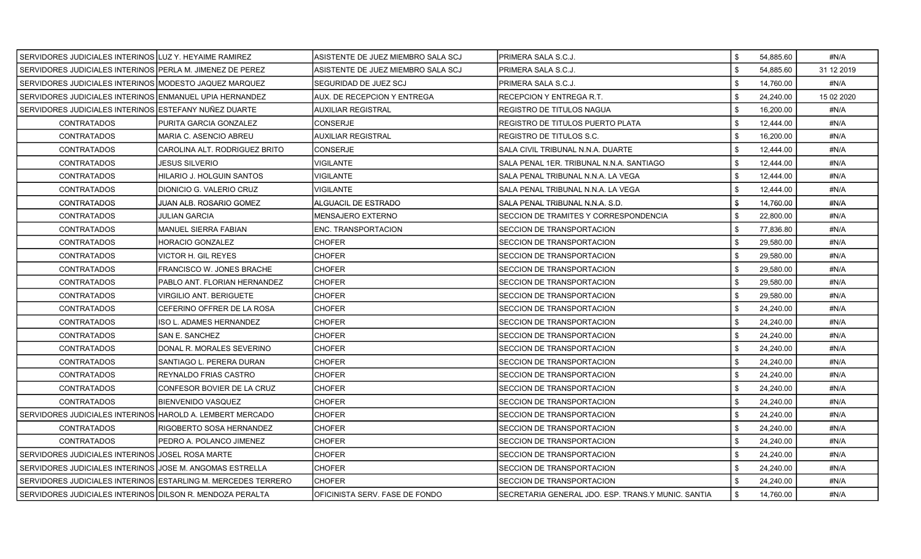| | | | | | |
|---|---|---|---|---|---|
| SERVIDORES JUDICIALES INTERINOS | LUZ Y. HEYAIME RAMIREZ | ASISTENTE DE JUEZ MIEMBRO SALA SCJ | PRIMERA SALA S.C.J. | $ 54,885.60 | #N/A |
| SERVIDORES JUDICIALES INTERINOS | PERLA M. JIMENEZ DE PEREZ | ASISTENTE DE JUEZ MIEMBRO SALA SCJ | PRIMERA SALA S.C.J. | $ 54,885.60 | 31 12 2019 |
| SERVIDORES JUDICIALES INTERINOS | MODESTO JAQUEZ MARQUEZ | SEGURIDAD DE JUEZ SCJ | PRIMERA SALA S.C.J. | $ 14,760.00 | #N/A |
| SERVIDORES JUDICIALES INTERINOS | ENMANUEL UPIA HERNANDEZ | AUX. DE RECEPCION Y ENTREGA | RECEPCION Y ENTREGA R.T. | $ 24,240.00 | 15 02 2020 |
| SERVIDORES JUDICIALES INTERINOS | ESTEFANY NUÑEZ DUARTE | AUXILIAR REGISTRAL | REGISTRO DE TITULOS NAGUA | $ 16,200.00 | #N/A |
| CONTRATADOS | PURITA GARCIA GONZALEZ | CONSERJE | REGISTRO DE TITULOS PUERTO PLATA | $ 12,444.00 | #N/A |
| CONTRATADOS | MARIA C. ASENCIO ABREU | AUXILIAR REGISTRAL | REGISTRO DE TITULOS S.C. | $ 16,200.00 | #N/A |
| CONTRATADOS | CAROLINA ALT. RODRIGUEZ BRITO | CONSERJE | SALA CIVIL TRIBUNAL N.N.A. DUARTE | $ 12,444.00 | #N/A |
| CONTRATADOS | JESUS SILVERIO | VIGILANTE | SALA PENAL 1ER. TRIBUNAL N.N.A. SANTIAGO | $ 12,444.00 | #N/A |
| CONTRATADOS | HILARIO J. HOLGUIN SANTOS | VIGILANTE | SALA PENAL TRIBUNAL N.N.A. LA VEGA | $ 12,444.00 | #N/A |
| CONTRATADOS | DIONICIO G. VALERIO CRUZ | VIGILANTE | SALA PENAL TRIBUNAL N.N.A. LA VEGA | $ 12,444.00 | #N/A |
| CONTRATADOS | JUAN ALB. ROSARIO GOMEZ | ALGUACIL DE ESTRADO | SALA PENAL TRIBUNAL N.N.A. S.D. | $ 14,760.00 | #N/A |
| CONTRATADOS | JULIAN GARCIA | MENSAJERO EXTERNO | SECCION DE TRAMITES Y CORRESPONDENCIA | $ 22,800.00 | #N/A |
| CONTRATADOS | MANUEL SIERRA FABIAN | ENC. TRANSPORTACION | SECCION DE TRANSPORTACION | $ 77,836.80 | #N/A |
| CONTRATADOS | HORACIO GONZALEZ | CHOFER | SECCION DE TRANSPORTACION | $ 29,580.00 | #N/A |
| CONTRATADOS | VICTOR H. GIL REYES | CHOFER | SECCION DE TRANSPORTACION | $ 29,580.00 | #N/A |
| CONTRATADOS | FRANCISCO W. JONES BRACHE | CHOFER | SECCION DE TRANSPORTACION | $ 29,580.00 | #N/A |
| CONTRATADOS | PABLO ANT. FLORIAN HERNANDEZ | CHOFER | SECCION DE TRANSPORTACION | $ 29,580.00 | #N/A |
| CONTRATADOS | VIRGILIO ANT. BERIGUETE | CHOFER | SECCION DE TRANSPORTACION | $ 29,580.00 | #N/A |
| CONTRATADOS | CEFERINO OFFRER DE LA ROSA | CHOFER | SECCION DE TRANSPORTACION | $ 24,240.00 | #N/A |
| CONTRATADOS | ISO L. ADAMES HERNANDEZ | CHOFER | SECCION DE TRANSPORTACION | $ 24,240.00 | #N/A |
| CONTRATADOS | SAN E. SANCHEZ | CHOFER | SECCION DE TRANSPORTACION | $ 24,240.00 | #N/A |
| CONTRATADOS | DONAL R. MORALES SEVERINO | CHOFER | SECCION DE TRANSPORTACION | $ 24,240.00 | #N/A |
| CONTRATADOS | SANTIAGO L. PERERA DURAN | CHOFER | SECCION DE TRANSPORTACION | $ 24,240.00 | #N/A |
| CONTRATADOS | REYNALDO FRIAS CASTRO | CHOFER | SECCION DE TRANSPORTACION | $ 24,240.00 | #N/A |
| CONTRATADOS | CONFESOR BOVIER DE LA CRUZ | CHOFER | SECCION DE TRANSPORTACION | $ 24,240.00 | #N/A |
| CONTRATADOS | BIENVENIDO VASQUEZ | CHOFER | SECCION DE TRANSPORTACION | $ 24,240.00 | #N/A |
| SERVIDORES JUDICIALES INTERINOS | HAROLD A. LEMBERT MERCADO | CHOFER | SECCION DE TRANSPORTACION | $ 24,240.00 | #N/A |
| CONTRATADOS | RIGOBERTO SOSA HERNANDEZ | CHOFER | SECCION DE TRANSPORTACION | $ 24,240.00 | #N/A |
| CONTRATADOS | PEDRO A. POLANCO JIMENEZ | CHOFER | SECCION DE TRANSPORTACION | $ 24,240.00 | #N/A |
| SERVIDORES JUDICIALES INTERINOS | JOSEL ROSA MARTE | CHOFER | SECCION DE TRANSPORTACION | $ 24,240.00 | #N/A |
| SERVIDORES JUDICIALES INTERINOS | JOSE M. ANGOMAS ESTRELLA | CHOFER | SECCION DE TRANSPORTACION | $ 24,240.00 | #N/A |
| SERVIDORES JUDICIALES INTERINOS | ESTARLING M. MERCEDES TERRERO | CHOFER | SECCION DE TRANSPORTACION | $ 24,240.00 | #N/A |
| SERVIDORES JUDICIALES INTERINOS | DILSON R. MENDOZA PERALTA | OFICINISTA SERV. FASE DE FONDO | SECRETARIA GENERAL JDO. ESP. TRANS.Y MUNIC. SANTIA | $ 14,760.00 | #N/A |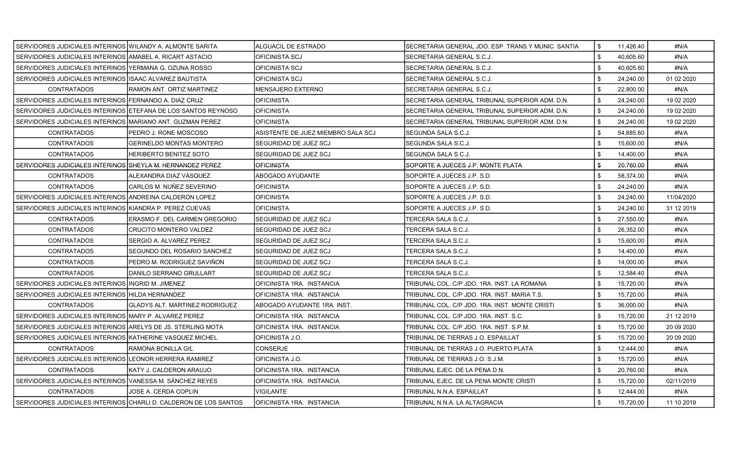| | | | | | | |
|---|---|---|---|---|---|---|
| SERVIDORES JUDICIALES INTERINOS | WILANDY A. ALMONTE SARITA | ALGUACIL DE ESTRADO | SECRETARIA GENERAL JDO. ESP. TRANS.Y MUNIC. SANTIA | $ | 11,426.40 | #N/A |
| SERVIDORES JUDICIALES INTERINOS | AMABEL A. RICART ASTACIO | OFICINISTA SCJ | SECRETARIA GENERAL S.C.J. | $ | 40,605.60 | #N/A |
| SERVIDORES JUDICIALES INTERINOS | YERMANA G. OZUNA ROSSO | OFICINISTA SCJ | SECRETARIA GENERAL S.C.J. | $ | 40,605.60 | #N/A |
| SERVIDORES JUDICIALES INTERINOS | ISAAC ALVAREZ BAUTISTA | OFICINISTA SCJ | SECRETARIA GENERAL S.C.J. | $ | 24,240.00 | 01 02 2020 |
| CONTRATADOS | RAMON ANT. ORTIZ MARTINEZ | MENSAJERO EXTERNO | SECRETARIA GENERAL S.C.J. | $ | 22,800.00 | #N/A |
| SERVIDORES JUDICIALES INTERINOS | FERNANDO A. DIAZ CRUZ | OFICINISTA | SECRETARIA GENERAL TRIBUNAL SUPERIOR ADM. D.N. | $ | 24,240.00 | 19 02 2020 |
| SERVIDORES JUDICIALES INTERINOS | ETEFANA DE LOS SANTOS REYNOSO | OFICINISTA | SECRETARIA GENERAL TRIBUNAL SUPERIOR ADM. D.N. | $ | 24,240.00 | 19 02 2020 |
| SERVIDORES JUDICIALES INTERINOS | MARIANO ANT. GUZMAN PEREZ | OFICINISTA | SECRETARIA GENERAL TRIBUNAL SUPERIOR ADM. D.N. | $ | 24,240.00 | 19 02 2020 |
| CONTRATADOS | PEDRO J. RONE MOSCOSO | ASISTENTE DE JUEZ MIEMBRO SALA SCJ | SEGUNDA SALA S.C.J. | $ | 54,885.60 | #N/A |
| CONTRATADOS | GERINELDO MONTAS MONTERO | SEGURIDAD DE JUEZ SCJ | SEGUNDA SALA S.C.J. | $ | 15,600.00 | #N/A |
| CONTRATADOS | HERIBERTO BENITEZ SOTO | SEGURIDAD DE JUEZ SCJ | SEGUNDA SALA S.C.J. | $ | 14,400.00 | #N/A |
| SERVIDORES JUDICIALES INTERINOS | SHEYLA M. HERNANDEZ PEREZ | OFICINISTA | SOPORTE A JUECES J.P. MONTE PLATA | $ | 20,760.00 | #N/A |
| CONTRATADOS | ALEXANDRA DIAZ VASQUEZ | ABOGADO AYUDANTE | SOPORTE A JUECES J.P. S.D. | $ | 58,374.00 | #N/A |
| CONTRATADOS | CARLOS M. NUÑEZ SEVERINO | OFICINISTA | SOPORTE A JUECES J.P. S.D. | $ | 24,240.00 | #N/A |
| SERVIDORES JUDICIALES INTERINOS | ANDREINA CALDERON LOPEZ | OFICINISTA | SOPORTE A JUECES J.P. S.D. | $ | 24,240.00 | 11/04/2020 |
| SERVIDORES JUDICIALES INTERINOS | KIANDRA P. PEREZ CUEVAS | OFICINISTA | SOPORTE A JUECES J.P. S.D. | $ | 24,240.00 | 31 12 2019 |
| CONTRATADOS | ERASMO F. DEL CARMEN GREGORIO | SEGURIDAD DE JUEZ SCJ | TERCERA SALA S.C.J. | $ | 27,550.00 | #N/A |
| CONTRATADOS | CRUCITO MONTERO VALDEZ | SEGURIDAD DE JUEZ SCJ | TERCERA SALA S.C.J. | $ | 26,352.00 | #N/A |
| CONTRATADOS | SERGIO A. ALVAREZ PEREZ | SEGURIDAD DE JUEZ SCJ | TERCERA SALA S.C.J. | $ | 15,600.00 | #N/A |
| CONTRATADOS | SEGUNDO DEL ROSARIO SANCHEZ | SEGURIDAD DE JUEZ SCJ | TERCERA SALA S.C.J. | $ | 14,400.00 | #N/A |
| CONTRATADOS | PEDRO M. RODRIGUEZ SAVIÑON | SEGURIDAD DE JUEZ SCJ | TERCERA SALA S.C.J. | $ | 14,000.00 | #N/A |
| CONTRATADOS | DANILO SERRANO GRULLART | SEGURIDAD DE JUEZ SCJ | TERCERA SALA S.C.J. | $ | 12,584.40 | #N/A |
| SERVIDORES JUDICIALES INTERINOS | INGRID M. JIMENEZ | OFICINISTA 1RA. INSTANCIA | TRIBUNAL COL. C/P JDO. 1RA. INST. LA ROMANA | $ | 15,720.00 | #N/A |
| SERVIDORES JUDICIALES INTERINOS | HILDA HERNANDEZ | OFICINISTA 1RA. INSTANCIA | TRIBUNAL COL. C/P JDO. 1RA. INST. MARIA T.S. | $ | 15,720.00 | #N/A |
| CONTRATADOS | GLADYS ALT. MARTINEZ RODRIGUEZ | ABOGADO AYUDANTE 1RA. INST. | TRIBUNAL COL. C/P JDO. 1RA. INST. MONTE CRISTI | $ | 36,000.00 | #N/A |
| SERVIDORES JUDICIALES INTERINOS | MARY P. ALVAREZ PEREZ | OFICINISTA 1RA. INSTANCIA | TRIBUNAL COL. C/P JDO. 1RA. INST. S.C. | $ | 15,720.00 | 21 12 2019 |
| SERVIDORES JUDICIALES INTERINOS | ARELYS DE JS. STERLING MOTA | OFICINISTA 1RA. INSTANCIA | TRIBUNAL COL. C/P JDO. 1RA. INST. S.P.M. | $ | 15,720.00 | 20 09 2020 |
| SERVIDORES JUDICIALES INTERINOS | KATHERINE VASQUEZ MICHEL | OFICINISTA J.O. | TRIBUNAL DE TIERRAS J.O. ESPAILLAT | $ | 15,720.00 | 20 09 2020 |
| CONTRATADOS | RAMONA BONILLA GIL | CONSERJE | TRIBUNAL DE TIERRAS J.O. PUERTO PLATA | $ | 12,444.00 | #N/A |
| SERVIDORES JUDICIALES INTERINOS | LEONOR HERRERA RAMIREZ | OFICINISTA J.O. | TRIBUNAL DE TIERRAS J.O. S.J.M. | $ | 15,720.00 | #N/A |
| CONTRATADOS | KATY J. CALDERON ARAUJO | OFICINISTA 1RA. INSTANCIA | TRIBUNAL EJEC. DE LA PENA D.N. | $ | 20,760.00 | #N/A |
| SERVIDORES JUDICIALES INTERINOS | VANESSA M. SÁNCHEZ REYES | OFICINISTA 1RA. INSTANCIA | TRIBUNAL EJEC. DE LA PENA MONTE CRISTI | $ | 15,720.00 | 02/11/2019 |
| CONTRATADOS | JOSE A. CERDA COPLIN | VIGILANTE | TRIBUNAL N.N.A. ESPAILLAT | $ | 12,444.00 | #N/A |
| SERVIDORES JUDICIALES INTERINOS | CHARLI D. CALDERON DE LOS SANTOS | OFICINISTA 1RA. INSTANCIA | TRIBUNAL N.N.A. LA ALTAGRACIA | $ | 15,720.00 | 11 10 2019 |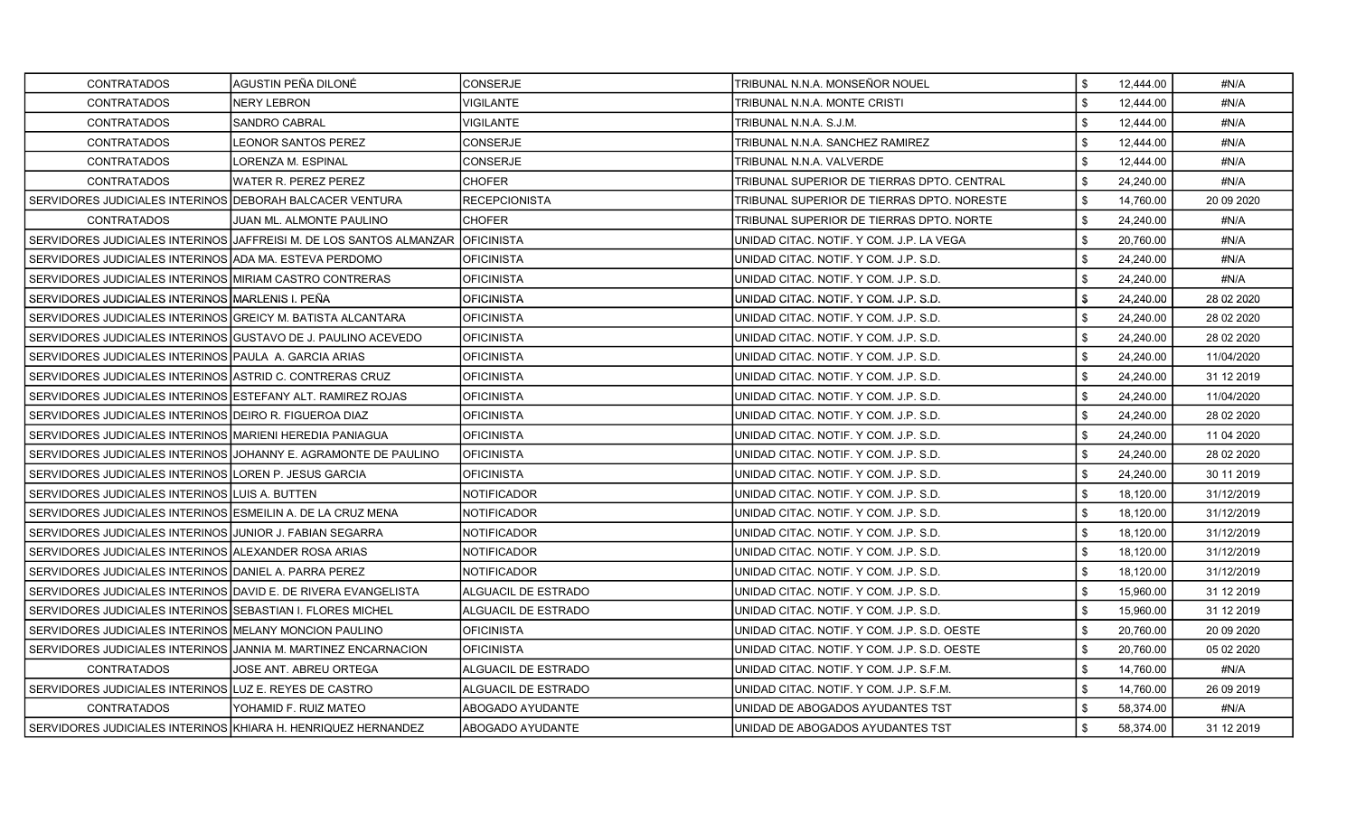| | | | | | | |
|---|---|---|---|---|---|---|
| CONTRATADOS | AGUSTIN PEÑA DILONÉ | CONSERJE | TRIBUNAL N.N.A. MONSEÑOR NOUEL | $ | 12,444.00 | #N/A |
| CONTRATADOS | NERY LEBRON | VIGILANTE | TRIBUNAL N.N.A. MONTE CRISTI | $ | 12,444.00 | #N/A |
| CONTRATADOS | SANDRO CABRAL | VIGILANTE | TRIBUNAL N.N.A. S.J.M. | $ | 12,444.00 | #N/A |
| CONTRATADOS | LEONOR SANTOS PEREZ | CONSERJE | TRIBUNAL N.N.A. SANCHEZ RAMIREZ | $ | 12,444.00 | #N/A |
| CONTRATADOS | LORENZA M. ESPINAL | CONSERJE | TRIBUNAL N.N.A. VALVERDE | $ | 12,444.00 | #N/A |
| CONTRATADOS | WATER R. PEREZ PEREZ | CHOFER | TRIBUNAL SUPERIOR DE TIERRAS DPTO. CENTRAL | $ | 24,240.00 | #N/A |
| SERVIDORES JUDICIALES INTERINOS | DEBORAH BALCACER VENTURA | RECEPCIONISTA | TRIBUNAL SUPERIOR DE TIERRAS DPTO. NORESTE | $ | 14,760.00 | 20 09 2020 |
| CONTRATADOS | JUAN ML. ALMONTE PAULINO | CHOFER | TRIBUNAL SUPERIOR DE TIERRAS DPTO. NORTE | $ | 24,240.00 | #N/A |
| SERVIDORES JUDICIALES INTERINOS | JAFFREISI M. DE LOS SANTOS ALMANZAR | OFICINISTA | UNIDAD CITAC. NOTIF. Y COM. J.P. LA VEGA | $ | 20,760.00 | #N/A |
| SERVIDORES JUDICIALES INTERINOS | ADA MA. ESTEVA PERDOMO | OFICINISTA | UNIDAD CITAC. NOTIF. Y COM. J.P. S.D. | $ | 24,240.00 | #N/A |
| SERVIDORES JUDICIALES INTERINOS | MIRIAM CASTRO CONTRERAS | OFICINISTA | UNIDAD CITAC. NOTIF. Y COM. J.P. S.D. | $ | 24,240.00 | #N/A |
| SERVIDORES JUDICIALES INTERINOS | MARLENIS I. PEÑA | OFICINISTA | UNIDAD CITAC. NOTIF. Y COM. J.P. S.D. | $ | 24,240.00 | 28 02 2020 |
| SERVIDORES JUDICIALES INTERINOS | GREICY M. BATISTA ALCANTARA | OFICINISTA | UNIDAD CITAC. NOTIF. Y COM. J.P. S.D. | $ | 24,240.00 | 28 02 2020 |
| SERVIDORES JUDICIALES INTERINOS | GUSTAVO DE J. PAULINO ACEVEDO | OFICINISTA | UNIDAD CITAC. NOTIF. Y COM. J.P. S.D. | $ | 24,240.00 | 28 02 2020 |
| SERVIDORES JUDICIALES INTERINOS | PAULA A. GARCIA ARIAS | OFICINISTA | UNIDAD CITAC. NOTIF. Y COM. J.P. S.D. | $ | 24,240.00 | 11/04/2020 |
| SERVIDORES JUDICIALES INTERINOS | ASTRID C. CONTRERAS CRUZ | OFICINISTA | UNIDAD CITAC. NOTIF. Y COM. J.P. S.D. | $ | 24,240.00 | 31 12 2019 |
| SERVIDORES JUDICIALES INTERINOS | ESTEFANY ALT. RAMIREZ ROJAS | OFICINISTA | UNIDAD CITAC. NOTIF. Y COM. J.P. S.D. | $ | 24,240.00 | 11/04/2020 |
| SERVIDORES JUDICIALES INTERINOS | DEIRO R. FIGUEROA DIAZ | OFICINISTA | UNIDAD CITAC. NOTIF. Y COM. J.P. S.D. | $ | 24,240.00 | 28 02 2020 |
| SERVIDORES JUDICIALES INTERINOS | MARIENI HEREDIA PANIAGUA | OFICINISTA | UNIDAD CITAC. NOTIF. Y COM. J.P. S.D. | $ | 24,240.00 | 11 04 2020 |
| SERVIDORES JUDICIALES INTERINOS | JOHANNY E. AGRAMONTE DE PAULINO | OFICINISTA | UNIDAD CITAC. NOTIF. Y COM. J.P. S.D. | $ | 24,240.00 | 28 02 2020 |
| SERVIDORES JUDICIALES INTERINOS | LOREN P. JESUS GARCIA | OFICINISTA | UNIDAD CITAC. NOTIF. Y COM. J.P. S.D. | $ | 24,240.00 | 30 11 2019 |
| SERVIDORES JUDICIALES INTERINOS | LUIS A. BUTTEN | NOTIFICADOR | UNIDAD CITAC. NOTIF. Y COM. J.P. S.D. | $ | 18,120.00 | 31/12/2019 |
| SERVIDORES JUDICIALES INTERINOS | ESMEILIN A. DE LA CRUZ MENA | NOTIFICADOR | UNIDAD CITAC. NOTIF. Y COM. J.P. S.D. | $ | 18,120.00 | 31/12/2019 |
| SERVIDORES JUDICIALES INTERINOS | JUNIOR J. FABIAN SEGARRA | NOTIFICADOR | UNIDAD CITAC. NOTIF. Y COM. J.P. S.D. | $ | 18,120.00 | 31/12/2019 |
| SERVIDORES JUDICIALES INTERINOS | ALEXANDER ROSA ARIAS | NOTIFICADOR | UNIDAD CITAC. NOTIF. Y COM. J.P. S.D. | $ | 18,120.00 | 31/12/2019 |
| SERVIDORES JUDICIALES INTERINOS | DANIEL A. PARRA PEREZ | NOTIFICADOR | UNIDAD CITAC. NOTIF. Y COM. J.P. S.D. | $ | 18,120.00 | 31/12/2019 |
| SERVIDORES JUDICIALES INTERINOS | DAVID E. DE RIVERA EVANGELISTA | ALGUACIL DE ESTRADO | UNIDAD CITAC. NOTIF. Y COM. J.P. S.D. | $ | 15,960.00 | 31 12 2019 |
| SERVIDORES JUDICIALES INTERINOS | SEBASTIAN I. FLORES MICHEL | ALGUACIL DE ESTRADO | UNIDAD CITAC. NOTIF. Y COM. J.P. S.D. | $ | 15,960.00 | 31 12 2019 |
| SERVIDORES JUDICIALES INTERINOS | MELANY MONCION PAULINO | OFICINISTA | UNIDAD CITAC. NOTIF. Y COM. J.P. S.D. OESTE | $ | 20,760.00 | 20 09 2020 |
| SERVIDORES JUDICIALES INTERINOS | JANNIA M. MARTINEZ ENCARNACION | OFICINISTA | UNIDAD CITAC. NOTIF. Y COM. J.P. S.D. OESTE | $ | 20,760.00 | 05 02 2020 |
| CONTRATADOS | JOSE ANT. ABREU ORTEGA | ALGUACIL DE ESTRADO | UNIDAD CITAC. NOTIF. Y COM. J.P. S.F.M. | $ | 14,760.00 | #N/A |
| SERVIDORES JUDICIALES INTERINOS | LUZ E. REYES DE CASTRO | ALGUACIL DE ESTRADO | UNIDAD CITAC. NOTIF. Y COM. J.P. S.F.M. | $ | 14,760.00 | 26 09 2019 |
| CONTRATADOS | YOHAMID F. RUIZ MATEO | ABOGADO AYUDANTE | UNIDAD DE ABOGADOS AYUDANTES TST | $ | 58,374.00 | #N/A |
| SERVIDORES JUDICIALES INTERINOS | KHIARA H. HENRIQUEZ HERNANDEZ | ABOGADO AYUDANTE | UNIDAD DE ABOGADOS AYUDANTES TST | $ | 58,374.00 | 31 12 2019 |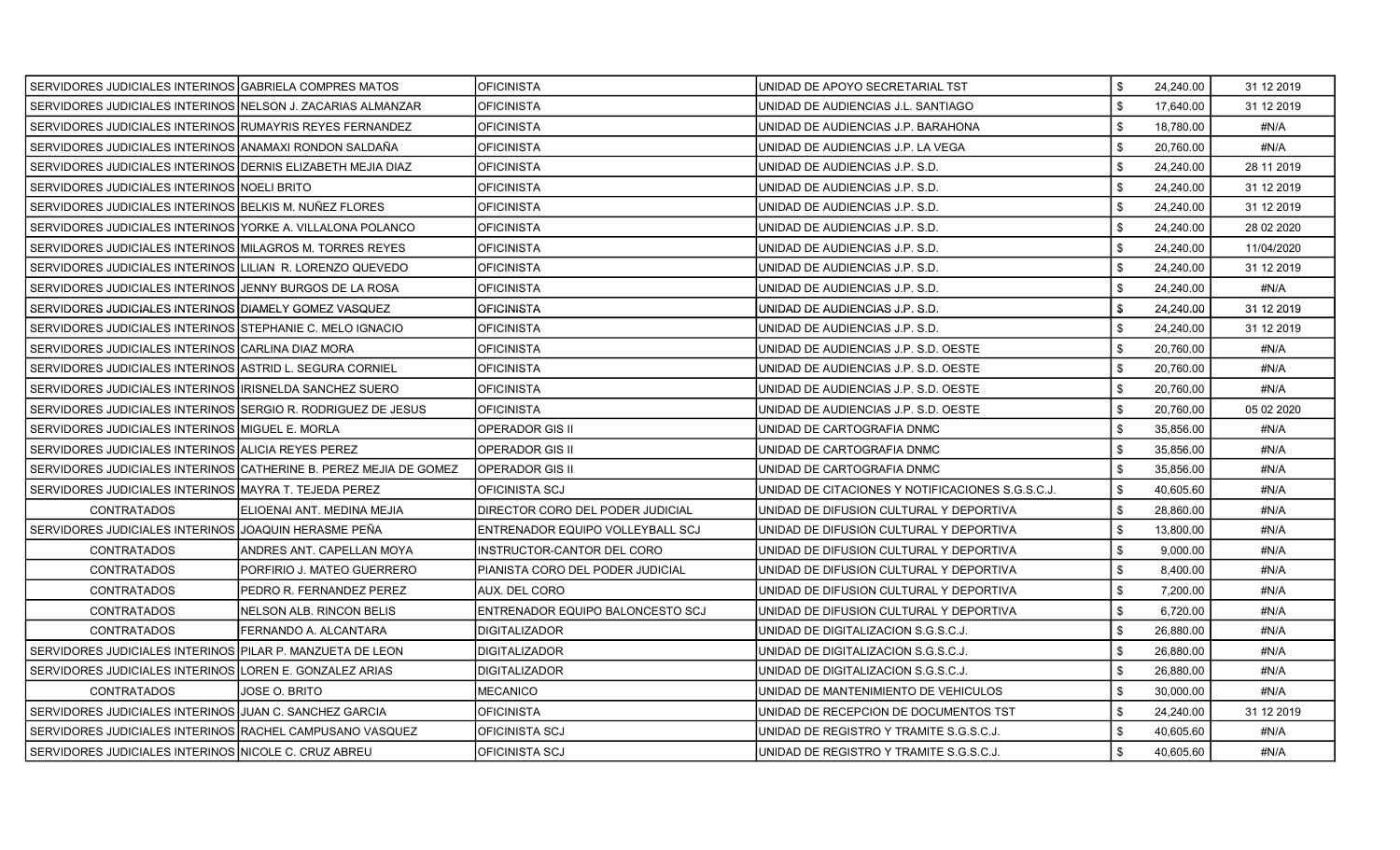| | | | | | |
|---|---|---|---|---|---|
| SERVIDORES JUDICIALES INTERINOS | GABRIELA COMPRES MATOS | OFICINISTA | UNIDAD DE APOYO SECRETARIAL TST | $ 24,240.00 | 31 12 2019 |
| SERVIDORES JUDICIALES INTERINOS | NELSON J. ZACARIAS ALMANZAR | OFICINISTA | UNIDAD DE AUDIENCIAS J.L. SANTIAGO | $ 17,640.00 | 31 12 2019 |
| SERVIDORES JUDICIALES INTERINOS | RUMAYRIS REYES FERNANDEZ | OFICINISTA | UNIDAD DE AUDIENCIAS J.P. BARAHONA | $ 18,780.00 | #N/A |
| SERVIDORES JUDICIALES INTERINOS | ANAMAXI RONDON SALDAÑA | OFICINISTA | UNIDAD DE AUDIENCIAS J.P. LA VEGA | $ 20,760.00 | #N/A |
| SERVIDORES JUDICIALES INTERINOS | DERNIS ELIZABETH MEJIA DIAZ | OFICINISTA | UNIDAD DE AUDIENCIAS J.P. S.D. | $ 24,240.00 | 28 11 2019 |
| SERVIDORES JUDICIALES INTERINOS | NOELI BRITO | OFICINISTA | UNIDAD DE AUDIENCIAS J.P. S.D. | $ 24,240.00 | 31 12 2019 |
| SERVIDORES JUDICIALES INTERINOS | BELKIS M. NUÑEZ FLORES | OFICINISTA | UNIDAD DE AUDIENCIAS J.P. S.D. | $ 24,240.00 | 31 12 2019 |
| SERVIDORES JUDICIALES INTERINOS | YORKE A. VILLALONA POLANCO | OFICINISTA | UNIDAD DE AUDIENCIAS J.P. S.D. | $ 24,240.00 | 28 02 2020 |
| SERVIDORES JUDICIALES INTERINOS | MILAGROS M. TORRES REYES | OFICINISTA | UNIDAD DE AUDIENCIAS J.P. S.D. | $ 24,240.00 | 11/04/2020 |
| SERVIDORES JUDICIALES INTERINOS | LILIAN R. LORENZO QUEVEDO | OFICINISTA | UNIDAD DE AUDIENCIAS J.P. S.D. | $ 24,240.00 | 31 12 2019 |
| SERVIDORES JUDICIALES INTERINOS | JENNY BURGOS DE LA ROSA | OFICINISTA | UNIDAD DE AUDIENCIAS J.P. S.D. | $ 24,240.00 | #N/A |
| SERVIDORES JUDICIALES INTERINOS | DIAMELY GOMEZ VASQUEZ | OFICINISTA | UNIDAD DE AUDIENCIAS J.P. S.D. | $ 24,240.00 | 31 12 2019 |
| SERVIDORES JUDICIALES INTERINOS | STEPHANIE C. MELO IGNACIO | OFICINISTA | UNIDAD DE AUDIENCIAS J.P. S.D. | $ 24,240.00 | 31 12 2019 |
| SERVIDORES JUDICIALES INTERINOS | CARLINA DIAZ MORA | OFICINISTA | UNIDAD DE AUDIENCIAS J.P. S.D. OESTE | $ 20,760.00 | #N/A |
| SERVIDORES JUDICIALES INTERINOS | ASTRID L. SEGURA CORNIEL | OFICINISTA | UNIDAD DE AUDIENCIAS J.P. S.D. OESTE | $ 20,760.00 | #N/A |
| SERVIDORES JUDICIALES INTERINOS | IRISNELDA SANCHEZ SUERO | OFICINISTA | UNIDAD DE AUDIENCIAS J.P. S.D. OESTE | $ 20,760.00 | #N/A |
| SERVIDORES JUDICIALES INTERINOS | SERGIO R. RODRIGUEZ DE JESUS | OFICINISTA | UNIDAD DE AUDIENCIAS J.P. S.D. OESTE | $ 20,760.00 | 05 02 2020 |
| SERVIDORES JUDICIALES INTERINOS | MIGUEL E. MORLA | OPERADOR GIS II | UNIDAD DE CARTOGRAFIA DNMC | $ 35,856.00 | #N/A |
| SERVIDORES JUDICIALES INTERINOS | ALICIA REYES PEREZ | OPERADOR GIS II | UNIDAD DE CARTOGRAFIA DNMC | $ 35,856.00 | #N/A |
| SERVIDORES JUDICIALES INTERINOS | CATHERINE B. PEREZ MEJIA DE GOMEZ | OPERADOR GIS II | UNIDAD DE CARTOGRAFIA DNMC | $ 35,856.00 | #N/A |
| SERVIDORES JUDICIALES INTERINOS | MAYRA T. TEJEDA PEREZ | OFICINISTA SCJ | UNIDAD DE CITACIONES Y NOTIFICACIONES S.G.S.C.J. | $ 40,605.60 | #N/A |
| CONTRATADOS | ELIOENAI ANT. MEDINA MEJIA | DIRECTOR CORO DEL PODER JUDICIAL | UNIDAD DE DIFUSION CULTURAL Y DEPORTIVA | $ 28,860.00 | #N/A |
| SERVIDORES JUDICIALES INTERINOS | JOAQUIN HERASME PEÑA | ENTRENADOR EQUIPO VOLLEYBALL SCJ | UNIDAD DE DIFUSION CULTURAL Y DEPORTIVA | $ 13,800.00 | #N/A |
| CONTRATADOS | ANDRES ANT. CAPELLAN MOYA | INSTRUCTOR-CANTOR DEL CORO | UNIDAD DE DIFUSION CULTURAL Y DEPORTIVA | $ 9,000.00 | #N/A |
| CONTRATADOS | PORFIRIO J. MATEO GUERRERO | PIANISTA CORO DEL PODER JUDICIAL | UNIDAD DE DIFUSION CULTURAL Y DEPORTIVA | $ 8,400.00 | #N/A |
| CONTRATADOS | PEDRO R. FERNANDEZ PEREZ | AUX. DEL CORO | UNIDAD DE DIFUSION CULTURAL Y DEPORTIVA | $ 7,200.00 | #N/A |
| CONTRATADOS | NELSON ALB. RINCON BELIS | ENTRENADOR EQUIPO BALONCESTO SCJ | UNIDAD DE DIFUSION CULTURAL Y DEPORTIVA | $ 6,720.00 | #N/A |
| CONTRATADOS | FERNANDO A. ALCANTARA | DIGITALIZADOR | UNIDAD DE DIGITALIZACION S.G.S.C.J. | $ 26,880.00 | #N/A |
| SERVIDORES JUDICIALES INTERINOS | PILAR P. MANZUETA DE LEON | DIGITALIZADOR | UNIDAD DE DIGITALIZACION S.G.S.C.J. | $ 26,880.00 | #N/A |
| SERVIDORES JUDICIALES INTERINOS | LOREN E. GONZALEZ ARIAS | DIGITALIZADOR | UNIDAD DE DIGITALIZACION S.G.S.C.J. | $ 26,880.00 | #N/A |
| CONTRATADOS | JOSE O. BRITO | MECANICO | UNIDAD DE MANTENIMIENTO DE VEHICULOS | $ 30,000.00 | #N/A |
| SERVIDORES JUDICIALES INTERINOS | JUAN C. SANCHEZ GARCIA | OFICINISTA | UNIDAD DE RECEPCION DE DOCUMENTOS TST | $ 24,240.00 | 31 12 2019 |
| SERVIDORES JUDICIALES INTERINOS | RACHEL CAMPUSANO VASQUEZ | OFICINISTA SCJ | UNIDAD DE REGISTRO Y TRAMITE S.G.S.C.J. | $ 40,605.60 | #N/A |
| SERVIDORES JUDICIALES INTERINOS | NICOLE C. CRUZ ABREU | OFICINISTA SCJ | UNIDAD DE REGISTRO Y TRAMITE S.G.S.C.J. | $ 40,605.60 | #N/A |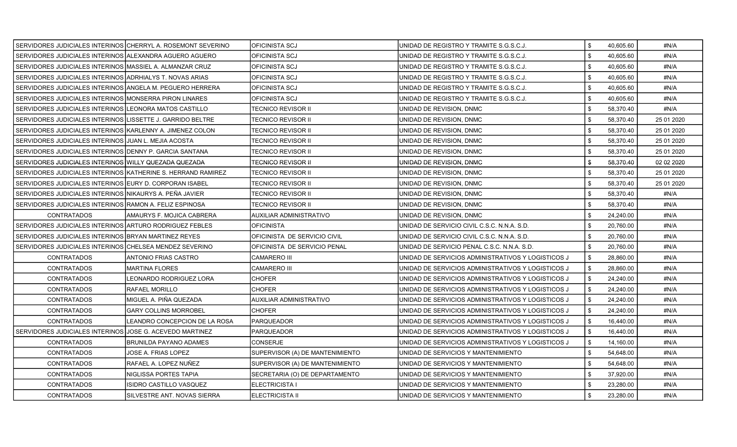| | | | | | | |
|---|---|---|---|---|---|---|
| SERVIDORES JUDICIALES INTERINOS | CHERRYL A. ROSEMONT SEVERINO | OFICINISTA SCJ | UNIDAD DE REGISTRO Y TRAMITE S.G.S.C.J. | $ | 40,605.60 | #N/A |
| SERVIDORES JUDICIALES INTERINOS | ALEXANDRA AGUERO AGUERO | OFICINISTA SCJ | UNIDAD DE REGISTRO Y TRAMITE S.G.S.C.J. | $ | 40,605.60 | #N/A |
| SERVIDORES JUDICIALES INTERINOS | MASSIEL A. ALMANZAR CRUZ | OFICINISTA SCJ | UNIDAD DE REGISTRO Y TRAMITE S.G.S.C.J. | $ | 40,605.60 | #N/A |
| SERVIDORES JUDICIALES INTERINOS | ADRHIALYS T. NOVAS ARIAS | OFICINISTA SCJ | UNIDAD DE REGISTRO Y TRAMITE S.G.S.C.J. | $ | 40,605.60 | #N/A |
| SERVIDORES JUDICIALES INTERINOS | ANGELA M. PEGUERO HERRERA | OFICINISTA SCJ | UNIDAD DE REGISTRO Y TRAMITE S.G.S.C.J. | $ | 40,605.60 | #N/A |
| SERVIDORES JUDICIALES INTERINOS | MONSERRA PIRON LINARES | OFICINISTA SCJ | UNIDAD DE REGISTRO Y TRAMITE S.G.S.C.J. | $ | 40,605.60 | #N/A |
| SERVIDORES JUDICIALES INTERINOS | LEONORA MATOS CASTILLO | TECNICO REVISOR II | UNIDAD DE REVISION, DNMC | $ | 58,370.40 | #N/A |
| SERVIDORES JUDICIALES INTERINOS | LISSETTE J. GARRIDO BELTRE | TECNICO REVISOR II | UNIDAD DE REVISION, DNMC | $ | 58,370.40 | 25 01 2020 |
| SERVIDORES JUDICIALES INTERINOS | KARLENNY A. JIMENEZ COLON | TECNICO REVISOR II | UNIDAD DE REVISION, DNMC | $ | 58,370.40 | 25 01 2020 |
| SERVIDORES JUDICIALES INTERINOS | JUAN L. MEJIA ACOSTA | TECNICO REVISOR II | UNIDAD DE REVISION, DNMC | $ | 58,370.40 | 25 01 2020 |
| SERVIDORES JUDICIALES INTERINOS | DENNY P. GARCIA SANTANA | TECNICO REVISOR II | UNIDAD DE REVISION, DNMC | $ | 58,370.40 | 25 01 2020 |
| SERVIDORES JUDICIALES INTERINOS | WILLY QUEZADA QUEZADA | TECNICO REVISOR II | UNIDAD DE REVISION, DNMC | $ | 58,370.40 | 02 02 2020 |
| SERVIDORES JUDICIALES INTERINOS | KATHERINE S. HERRAND RAMIREZ | TECNICO REVISOR II | UNIDAD DE REVISION, DNMC | $ | 58,370.40 | 25 01 2020 |
| SERVIDORES JUDICIALES INTERINOS | EURY D. CORPORAN ISABEL | TECNICO REVISOR II | UNIDAD DE REVISION, DNMC | $ | 58,370.40 | 25 01 2020 |
| SERVIDORES JUDICIALES INTERINOS | NIKAURYS A. PEÑA JAVIER | TECNICO REVISOR II | UNIDAD DE REVISION, DNMC | $ | 58,370.40 | #N/A |
| SERVIDORES JUDICIALES INTERINOS | RAMON A. FELIZ ESPINOSA | TECNICO REVISOR II | UNIDAD DE REVISION, DNMC | $ | 58,370.40 | #N/A |
| CONTRATADOS | AMAURYS F. MOJICA CABRERA | AUXILIAR ADMINISTRATIVO | UNIDAD DE REVISION, DNMC | $ | 24,240.00 | #N/A |
| SERVIDORES JUDICIALES INTERINOS | ARTURO RODRIGUEZ FEBLES | OFICINISTA | UNIDAD DE SERVICIO CIVIL C.S.C. N.N.A. S.D. | $ | 20,760.00 | #N/A |
| SERVIDORES JUDICIALES INTERINOS | BRYAN MARTINEZ REYES | OFICINISTA DE SERVICIO CIVIL | UNIDAD DE SERVICIO CIVIL C.S.C. N.N.A. S.D. | $ | 20,760.00 | #N/A |
| SERVIDORES JUDICIALES INTERINOS | CHELSEA MENDEZ SEVERINO | OFICINISTA DE SERVICIO PENAL | UNIDAD DE SERVICIO PENAL C.S.C. N.N.A. S.D. | $ | 20,760.00 | #N/A |
| CONTRATADOS | ANTONIO FRIAS CASTRO | CAMARERO III | UNIDAD DE SERVICIOS ADMINISTRATIVOS Y LOGISTICOS J | $ | 28,860.00 | #N/A |
| CONTRATADOS | MARTINA FLORES | CAMARERO III | UNIDAD DE SERVICIOS ADMINISTRATIVOS Y LOGISTICOS J | $ | 28,860.00 | #N/A |
| CONTRATADOS | LEONARDO RODRIGUEZ LORA | CHOFER | UNIDAD DE SERVICIOS ADMINISTRATIVOS Y LOGISTICOS J | $ | 24,240.00 | #N/A |
| CONTRATADOS | RAFAEL MORILLO | CHOFER | UNIDAD DE SERVICIOS ADMINISTRATIVOS Y LOGISTICOS J | $ | 24,240.00 | #N/A |
| CONTRATADOS | MIGUEL A. PIÑA QUEZADA | AUXILIAR ADMINISTRATIVO | UNIDAD DE SERVICIOS ADMINISTRATIVOS Y LOGISTICOS J | $ | 24,240.00 | #N/A |
| CONTRATADOS | GARY COLLINS MORROBEL | CHOFER | UNIDAD DE SERVICIOS ADMINISTRATIVOS Y LOGISTICOS J | $ | 24,240.00 | #N/A |
| CONTRATADOS | LEANDRO CONCEPCION DE LA ROSA | PARQUEADOR | UNIDAD DE SERVICIOS ADMINISTRATIVOS Y LOGISTICOS J | $ | 16,440.00 | #N/A |
| SERVIDORES JUDICIALES INTERINOS | JOSE G. ACEVEDO MARTINEZ | PARQUEADOR | UNIDAD DE SERVICIOS ADMINISTRATIVOS Y LOGISTICOS J | $ | 16,440.00 | #N/A |
| CONTRATADOS | BRUNILDA PAYANO ADAMES | CONSERJE | UNIDAD DE SERVICIOS ADMINISTRATIVOS Y LOGISTICOS J | $ | 14,160.00 | #N/A |
| CONTRATADOS | JOSE A. FRIAS LOPEZ | SUPERVISOR (A) DE MANTENIMIENTO | UNIDAD DE SERVICIOS Y MANTENIMIENTO | $ | 54,648.00 | #N/A |
| CONTRATADOS | RAFAEL A. LOPEZ NUÑEZ | SUPERVISOR (A) DE MANTENIMIENTO | UNIDAD DE SERVICIOS Y MANTENIMIENTO | $ | 54,648.00 | #N/A |
| CONTRATADOS | NIGLISSA PORTES TAPIA | SECRETARIA (O) DE DEPARTAMENTO | UNIDAD DE SERVICIOS Y MANTENIMIENTO | $ | 37,920.00 | #N/A |
| CONTRATADOS | ISIDRO CASTILLO VASQUEZ | ELECTRICISTA I | UNIDAD DE SERVICIOS Y MANTENIMIENTO | $ | 23,280.00 | #N/A |
| CONTRATADOS | SILVESTRE ANT. NOVAS SIERRA | ELECTRICISTA II | UNIDAD DE SERVICIOS Y MANTENIMIENTO | $ | 23,280.00 | #N/A |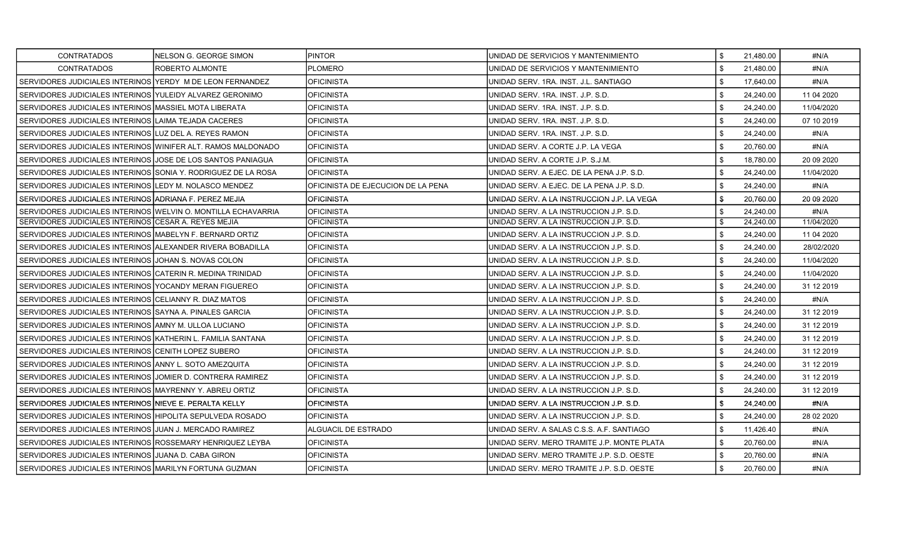| | | | | | | |
|---|---|---|---|---|---|---|
| CONTRATADOS | NELSON G. GEORGE SIMON | PINTOR | UNIDAD DE SERVICIOS Y MANTENIMIENTO | $ | 21,480.00 | #N/A |
| CONTRATADOS | ROBERTO ALMONTE | PLOMERO | UNIDAD DE SERVICIOS Y MANTENIMIENTO | $ | 21,480.00 | #N/A |
| SERVIDORES JUDICIALES INTERINOS | YERDY M DE LEON FERNANDEZ | OFICINISTA | UNIDAD SERV. 1RA. INST. J.L. SANTIAGO | $ | 17,640.00 | #N/A |
| SERVIDORES JUDICIALES INTERINOS | YULEIDY ALVAREZ GERONIMO | OFICINISTA | UNIDAD SERV. 1RA. INST. J.P. S.D. | $ | 24,240.00 | 11 04 2020 |
| SERVIDORES JUDICIALES INTERINOS | MASSIEL MOTA LIBERATA | OFICINISTA | UNIDAD SERV. 1RA. INST. J.P. S.D. | $ | 24,240.00 | 11/04/2020 |
| SERVIDORES JUDICIALES INTERINOS | LAIMA TEJADA CACERES | OFICINISTA | UNIDAD SERV. 1RA. INST. J.P. S.D. | $ | 24,240.00 | 07 10 2019 |
| SERVIDORES JUDICIALES INTERINOS | LUZ DEL A. REYES RAMON | OFICINISTA | UNIDAD SERV. 1RA. INST. J.P. S.D. | $ | 24,240.00 | #N/A |
| SERVIDORES JUDICIALES INTERINOS | WINIFER ALT. RAMOS MALDONADO | OFICINISTA | UNIDAD SERV. A CORTE J.P. LA VEGA | $ | 20,760.00 | #N/A |
| SERVIDORES JUDICIALES INTERINOS | JOSE DE LOS SANTOS PANIAGUA | OFICINISTA | UNIDAD SERV. A CORTE J.P. S.J.M. | $ | 18,780.00 | 20 09 2020 |
| SERVIDORES JUDICIALES INTERINOS | SONIA Y. RODRIGUEZ DE LA ROSA | OFICINISTA | UNIDAD SERV. A EJEC. DE LA PENA J.P. S.D. | $ | 24,240.00 | 11/04/2020 |
| SERVIDORES JUDICIALES INTERINOS | LEDY M. NOLASCO MENDEZ | OFICINISTA DE EJECUCION DE LA PENA | UNIDAD SERV. A EJEC. DE LA PENA J.P. S.D. | $ | 24,240.00 | #N/A |
| SERVIDORES JUDICIALES INTERINOS | ADRIANA F. PEREZ MEJIA | OFICINISTA | UNIDAD SERV. A LA INSTRUCCION J.P. LA VEGA | $ | 20,760.00 | 20 09 2020 |
| SERVIDORES JUDICIALES INTERINOS | WELVIN O. MONTILLA ECHAVARRIA | OFICINISTA | UNIDAD SERV. A LA INSTRUCCION J.P. S.D. | $ | 24,240.00 | #N/A |
| SERVIDORES JUDICIALES INTERINOS | CESAR A. REYES MEJIA | OFICINISTA | UNIDAD SERV. A LA INSTRUCCION J.P. S.D. | $ | 24,240.00 | 11/04/2020 |
| SERVIDORES JUDICIALES INTERINOS | MABELYN F. BERNARD ORTIZ | OFICINISTA | UNIDAD SERV. A LA INSTRUCCION J.P. S.D. | $ | 24,240.00 | 11 04 2020 |
| SERVIDORES JUDICIALES INTERINOS | ALEXANDER RIVERA BOBADILLA | OFICINISTA | UNIDAD SERV. A LA INSTRUCCION J.P. S.D. | $ | 24,240.00 | 28/02/2020 |
| SERVIDORES JUDICIALES INTERINOS | JOHAN S. NOVAS COLON | OFICINISTA | UNIDAD SERV. A LA INSTRUCCION J.P. S.D. | $ | 24,240.00 | 11/04/2020 |
| SERVIDORES JUDICIALES INTERINOS | CATERIN R. MEDINA TRINIDAD | OFICINISTA | UNIDAD SERV. A LA INSTRUCCION J.P. S.D. | $ | 24,240.00 | 11/04/2020 |
| SERVIDORES JUDICIALES INTERINOS | YOCANDY MERAN FIGUEREO | OFICINISTA | UNIDAD SERV. A LA INSTRUCCION J.P. S.D. | $ | 24,240.00 | 31 12 2019 |
| SERVIDORES JUDICIALES INTERINOS | CELIANNY R. DIAZ MATOS | OFICINISTA | UNIDAD SERV. A LA INSTRUCCION J.P. S.D. | $ | 24,240.00 | #N/A |
| SERVIDORES JUDICIALES INTERINOS | SAYNA A. PINALES GARCIA | OFICINISTA | UNIDAD SERV. A LA INSTRUCCION J.P. S.D. | $ | 24,240.00 | 31 12 2019 |
| SERVIDORES JUDICIALES INTERINOS | AMNY M. ULLOA LUCIANO | OFICINISTA | UNIDAD SERV. A LA INSTRUCCION J.P. S.D. | $ | 24,240.00 | 31 12 2019 |
| SERVIDORES JUDICIALES INTERINOS | KATHERIN L. FAMILIA SANTANA | OFICINISTA | UNIDAD SERV. A LA INSTRUCCION J.P. S.D. | $ | 24,240.00 | 31 12 2019 |
| SERVIDORES JUDICIALES INTERINOS | CENITH LOPEZ SUBERO | OFICINISTA | UNIDAD SERV. A LA INSTRUCCION J.P. S.D. | $ | 24,240.00 | 31 12 2019 |
| SERVIDORES JUDICIALES INTERINOS | ANNY L. SOTO AMEZQUITA | OFICINISTA | UNIDAD SERV. A LA INSTRUCCION J.P. S.D. | $ | 24,240.00 | 31 12 2019 |
| SERVIDORES JUDICIALES INTERINOS | JOMIER D. CONTRERA RAMIREZ | OFICINISTA | UNIDAD SERV. A LA INSTRUCCION J.P. S.D. | $ | 24,240.00 | 31 12 2019 |
| SERVIDORES JUDICIALES INTERINOS | MAYRENNY Y. ABREU ORTIZ | OFICINISTA | UNIDAD SERV. A LA INSTRUCCION J.P. S.D. | $ | 24,240.00 | 31 12 2019 |
| SERVIDORES JUDICIALES INTERINOS | NIEVE E. PERALTA KELLY | OFICINISTA | UNIDAD SERV. A LA INSTRUCCION J.P. S.D. | $ | 24,240.00 | #N/A |
| SERVIDORES JUDICIALES INTERINOS | HIPOLITA SEPULVEDA ROSADO | OFICINISTA | UNIDAD SERV. A LA INSTRUCCION J.P. S.D. | $ | 24,240.00 | 28 02 2020 |
| SERVIDORES JUDICIALES INTERINOS | JUAN J. MERCADO RAMIREZ | ALGUACIL DE ESTRADO | UNIDAD SERV. A SALAS C.S.S. A.F. SANTIAGO | $ | 11,426.40 | #N/A |
| SERVIDORES JUDICIALES INTERINOS | ROSSEMARY HENRIQUEZ LEYBA | OFICINISTA | UNIDAD SERV. MERO TRAMITE J.P. MONTE PLATA | $ | 20,760.00 | #N/A |
| SERVIDORES JUDICIALES INTERINOS | JUANA D. CABA GIRON | OFICINISTA | UNIDAD SERV. MERO TRAMITE J.P. S.D. OESTE | $ | 20,760.00 | #N/A |
| SERVIDORES JUDICIALES INTERINOS | MARILYN FORTUNA GUZMAN | OFICINISTA | UNIDAD SERV. MERO TRAMITE J.P. S.D. OESTE | $ | 20,760.00 | #N/A |